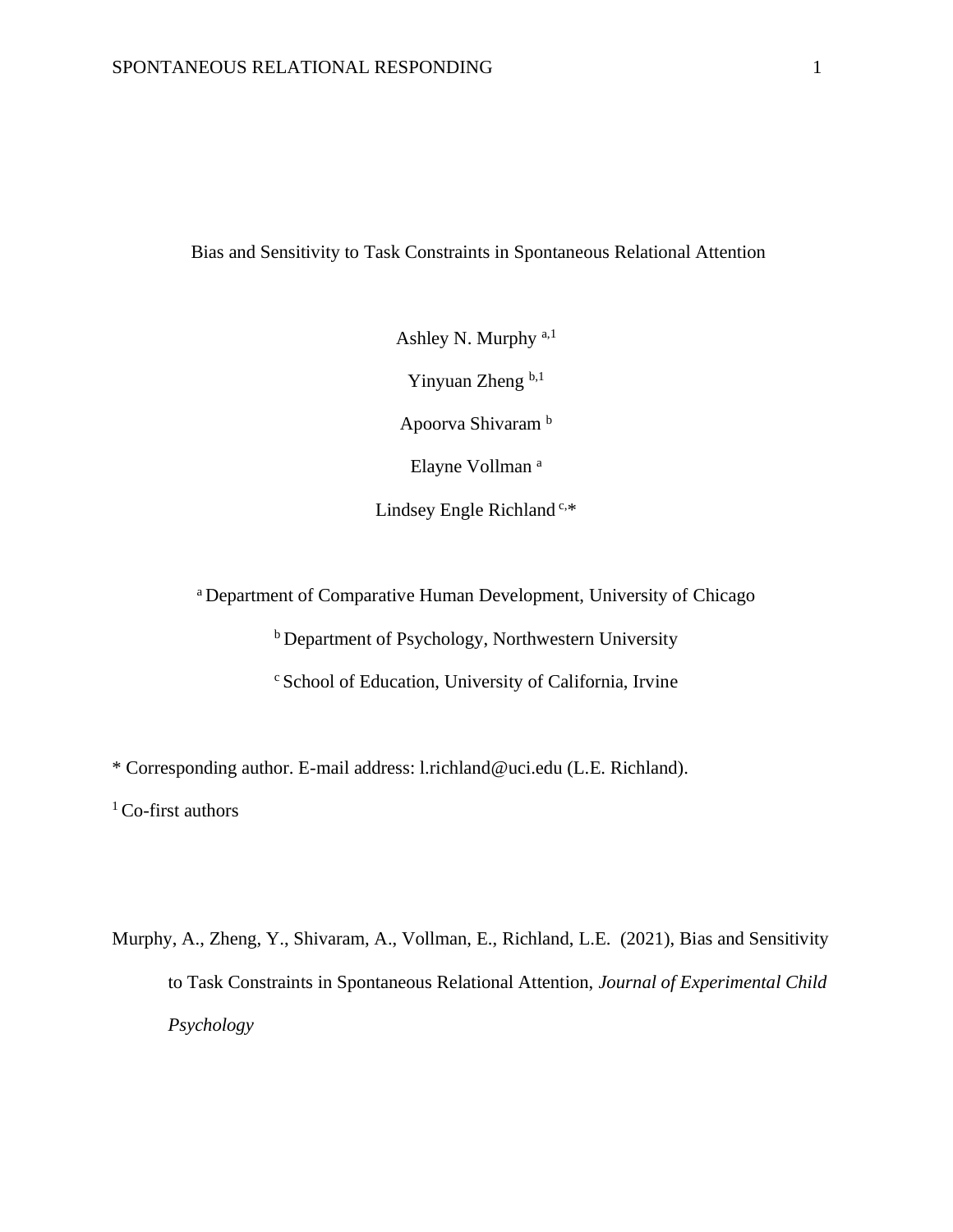# Bias and Sensitivity to Task Constraints in Spontaneous Relational Attention

Ashley N. Murphy [a,1]

Yinyuan Zheng [b,1]

Apoorva Shivaram [b]

Elayne Vollman [a]

Lindsey Engle Richland [c,*]

[a] Department of Comparative Human Development, University of Chicago

[b] Department of Psychology, Northwestern University

[c] School of Education, University of California, Irvine

* Corresponding author. E-mail address: l.richland@uci.edu (L.E. Richland).

[1] Co-first authors

Murphy, A., Zheng, Y., Shivaram, A., Vollman, E., Richland, L.E. (2021), Bias and Sensitivity to Task Constraints in Spontaneous Relational Attention, *Journal of Experimental Child Psychology*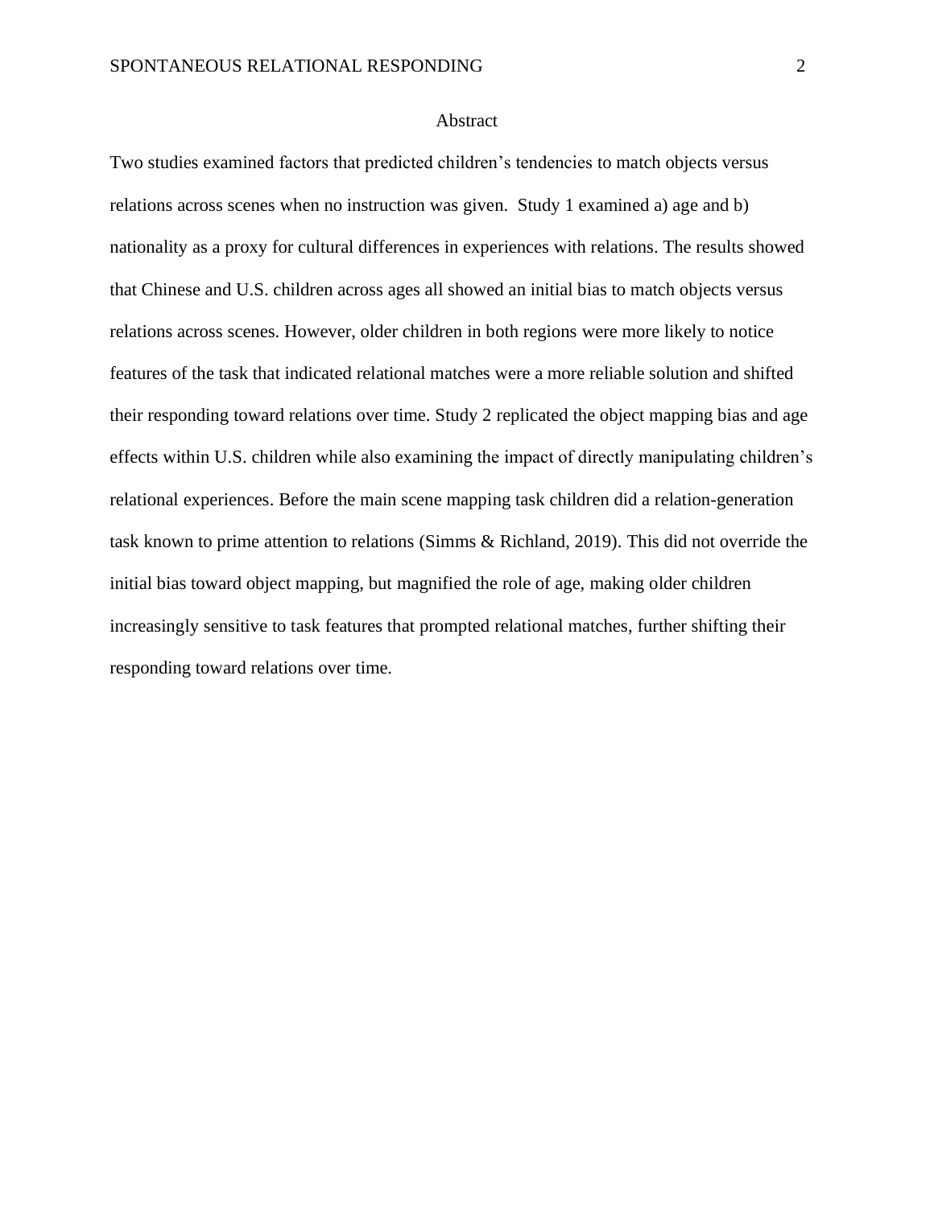# Abstract

Two studies examined factors that predicted children's tendencies to match objects versus relations across scenes when no instruction was given. Study 1 examined a) age and b) nationality as a proxy for cultural differences in experiences with relations. The results showed that Chinese and U.S. children across ages all showed an initial bias to match objects versus relations across scenes. However, older children in both regions were more likely to notice features of the task that indicated relational matches were a more reliable solution and shifted their responding toward relations over time. Study 2 replicated the object mapping bias and age effects within U.S. children while also examining the impact of directly manipulating children's relational experiences. Before the main scene mapping task children did a relation-generation task known to prime attention to relations (Simms & Richland, 2019). This did not override the initial bias toward object mapping, but magnified the role of age, making older children increasingly sensitive to task features that prompted relational matches, further shifting their responding toward relations over time.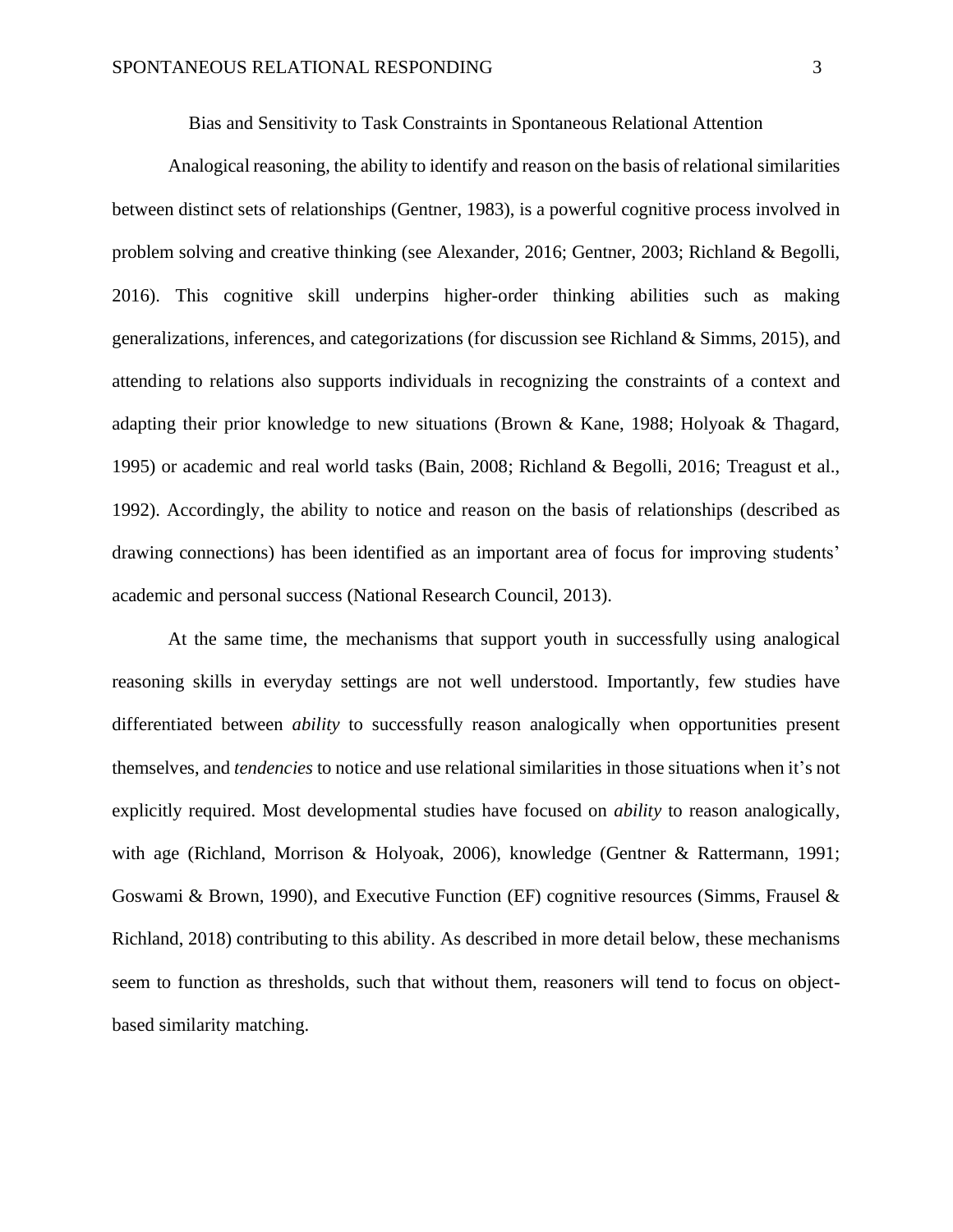# Bias and Sensitivity to Task Constraints in Spontaneous Relational Attention

Analogical reasoning, the ability to identify and reason on the basis of relational similarities between distinct sets of relationships (Gentner, 1983), is a powerful cognitive process involved in problem solving and creative thinking (see Alexander, 2016; Gentner, 2003; Richland & Begolli, 2016). This cognitive skill underpins higher-order thinking abilities such as making generalizations, inferences, and categorizations (for discussion see Richland & Simms, 2015), and attending to relations also supports individuals in recognizing the constraints of a context and adapting their prior knowledge to new situations (Brown & Kane, 1988; Holyoak & Thagard, 1995) or academic and real world tasks (Bain, 2008; Richland & Begolli, 2016; Treagust et al., 1992). Accordingly, the ability to notice and reason on the basis of relationships (described as drawing connections) has been identified as an important area of focus for improving students' academic and personal success (National Research Council, 2013).

At the same time, the mechanisms that support youth in successfully using analogical reasoning skills in everyday settings are not well understood. Importantly, few studies have differentiated between *ability* to successfully reason analogically when opportunities present themselves, and *tendencies* to notice and use relational similarities in those situations when it's not explicitly required. Most developmental studies have focused on *ability* to reason analogically, with age (Richland, Morrison & Holyoak, 2006), knowledge (Gentner & Rattermann, 1991; Goswami & Brown, 1990), and Executive Function (EF) cognitive resources (Simms, Frausel & Richland, 2018) contributing to this ability. As described in more detail below, these mechanisms seem to function as thresholds, such that without them, reasoners will tend to focus on object-based similarity matching.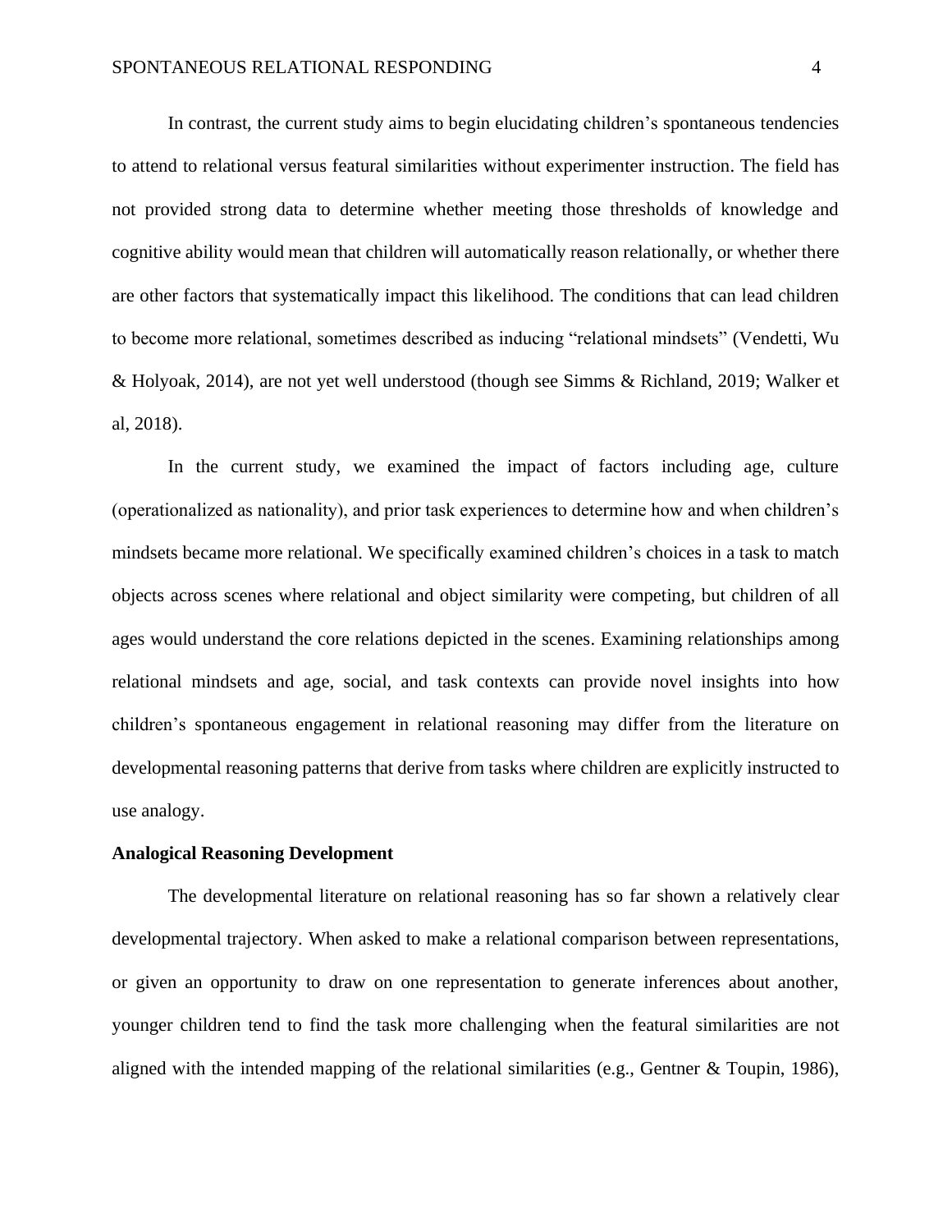In contrast, the current study aims to begin elucidating children's spontaneous tendencies to attend to relational versus featural similarities without experimenter instruction. The field has not provided strong data to determine whether meeting those thresholds of knowledge and cognitive ability would mean that children will automatically reason relationally, or whether there are other factors that systematically impact this likelihood. The conditions that can lead children to become more relational, sometimes described as inducing "relational mindsets" (Vendetti, Wu & Holyoak, 2014), are not yet well understood (though see Simms & Richland, 2019; Walker et al, 2018).

In the current study, we examined the impact of factors including age, culture (operationalized as nationality), and prior task experiences to determine how and when children's mindsets became more relational. We specifically examined children's choices in a task to match objects across scenes where relational and object similarity were competing, but children of all ages would understand the core relations depicted in the scenes. Examining relationships among relational mindsets and age, social, and task contexts can provide novel insights into how children's spontaneous engagement in relational reasoning may differ from the literature on developmental reasoning patterns that derive from tasks where children are explicitly instructed to use analogy.

**Analogical Reasoning Development**

The developmental literature on relational reasoning has so far shown a relatively clear developmental trajectory. When asked to make a relational comparison between representations, or given an opportunity to draw on one representation to generate inferences about another, younger children tend to find the task more challenging when the featural similarities are not aligned with the intended mapping of the relational similarities (e.g., Gentner & Toupin, 1986),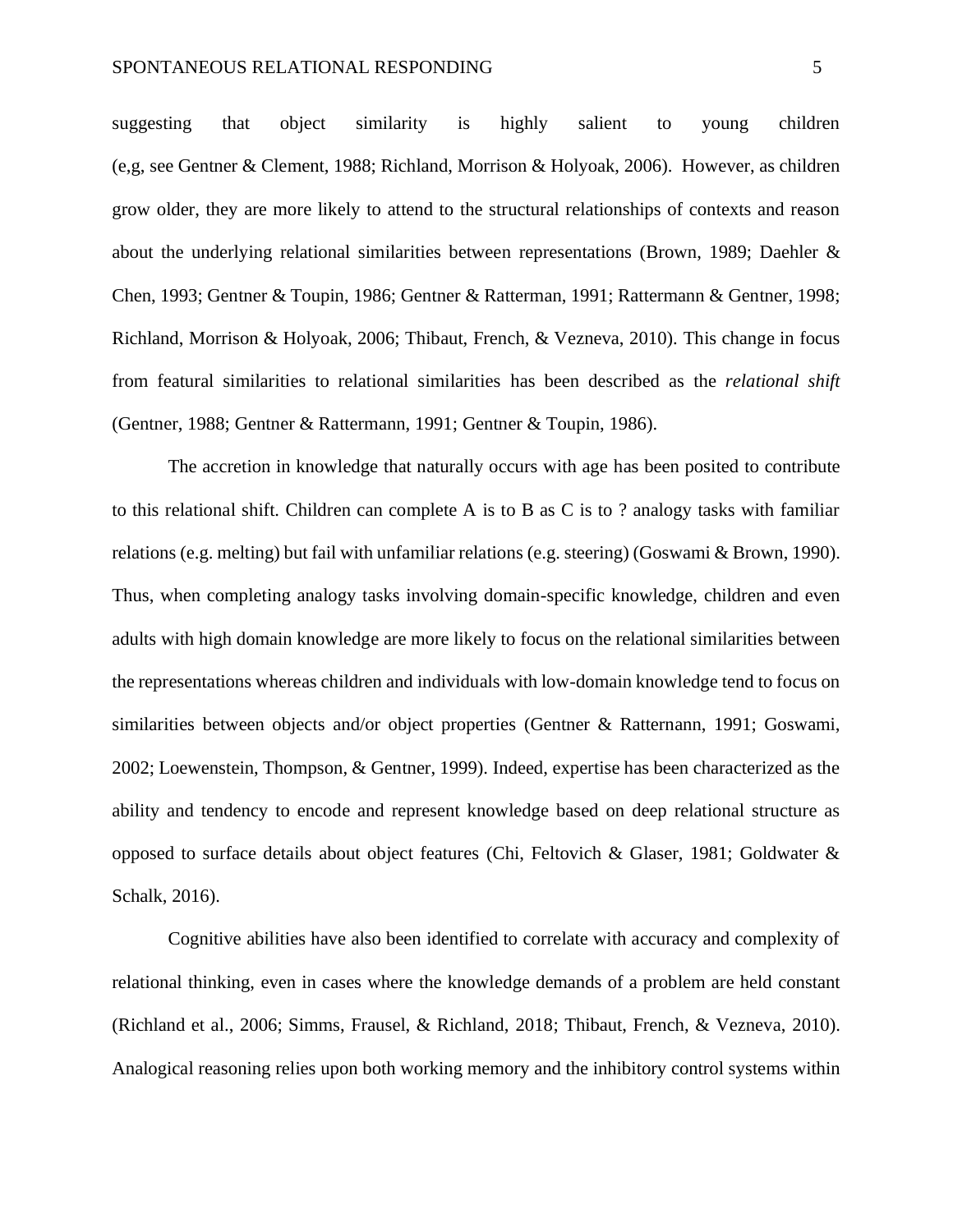suggesting that object similarity is highly salient to young children (e,g, see Gentner & Clement, 1988; Richland, Morrison & Holyoak, 2006). However, as children grow older, they are more likely to attend to the structural relationships of contexts and reason about the underlying relational similarities between representations (Brown, 1989; Daehler & Chen, 1993; Gentner & Toupin, 1986; Gentner & Ratterman, 1991; Rattermann & Gentner, 1998; Richland, Morrison & Holyoak, 2006; Thibaut, French, & Vezneva, 2010). This change in focus from featural similarities to relational similarities has been described as the *relational shift* (Gentner, 1988; Gentner & Rattermann, 1991; Gentner & Toupin, 1986).

The accretion in knowledge that naturally occurs with age has been posited to contribute to this relational shift. Children can complete A is to B as C is to ? analogy tasks with familiar relations (e.g. melting) but fail with unfamiliar relations (e.g. steering) (Goswami & Brown, 1990). Thus, when completing analogy tasks involving domain-specific knowledge, children and even adults with high domain knowledge are more likely to focus on the relational similarities between the representations whereas children and individuals with low-domain knowledge tend to focus on similarities between objects and/or object properties (Gentner & Ratternann, 1991; Goswami, 2002; Loewenstein, Thompson, & Gentner, 1999). Indeed, expertise has been characterized as the ability and tendency to encode and represent knowledge based on deep relational structure as opposed to surface details about object features (Chi, Feltovich & Glaser, 1981; Goldwater & Schalk, 2016).

Cognitive abilities have also been identified to correlate with accuracy and complexity of relational thinking, even in cases where the knowledge demands of a problem are held constant (Richland et al., 2006; Simms, Frausel, & Richland, 2018; Thibaut, French, & Vezneva, 2010). Analogical reasoning relies upon both working memory and the inhibitory control systems within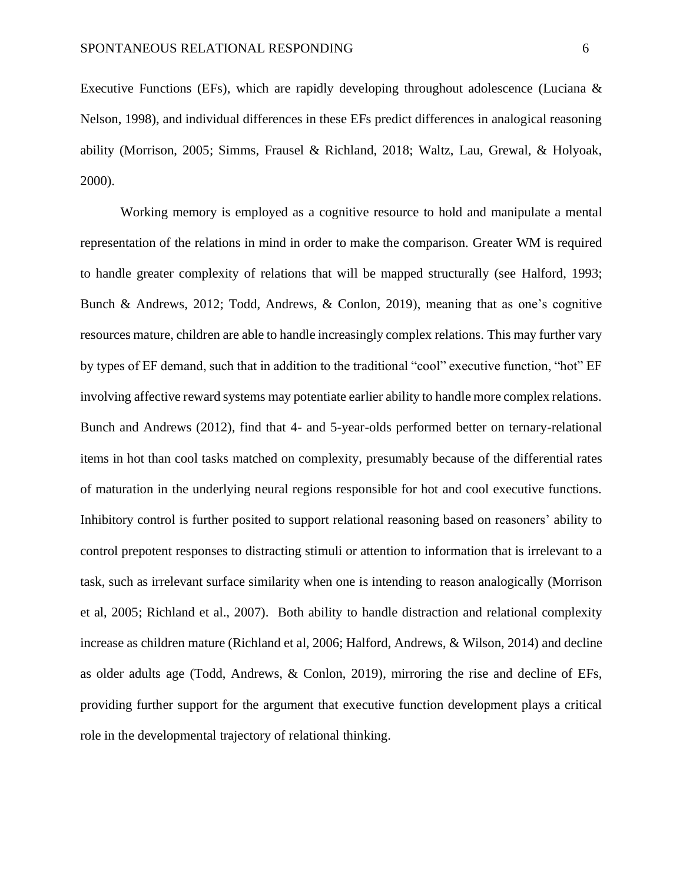Executive Functions (EFs), which are rapidly developing throughout adolescence (Luciana & Nelson, 1998), and individual differences in these EFs predict differences in analogical reasoning ability (Morrison, 2005; Simms, Frausel & Richland, 2018; Waltz, Lau, Grewal, & Holyoak, 2000).

Working memory is employed as a cognitive resource to hold and manipulate a mental representation of the relations in mind in order to make the comparison. Greater WM is required to handle greater complexity of relations that will be mapped structurally (see Halford, 1993; Bunch & Andrews, 2012; Todd, Andrews, & Conlon, 2019), meaning that as one's cognitive resources mature, children are able to handle increasingly complex relations. This may further vary by types of EF demand, such that in addition to the traditional "cool" executive function, "hot" EF involving affective reward systems may potentiate earlier ability to handle more complex relations. Bunch and Andrews (2012), find that 4- and 5-year-olds performed better on ternary-relational items in hot than cool tasks matched on complexity, presumably because of the differential rates of maturation in the underlying neural regions responsible for hot and cool executive functions. Inhibitory control is further posited to support relational reasoning based on reasoners' ability to control prepotent responses to distracting stimuli or attention to information that is irrelevant to a task, such as irrelevant surface similarity when one is intending to reason analogically (Morrison et al, 2005; Richland et al., 2007). Both ability to handle distraction and relational complexity increase as children mature (Richland et al, 2006; Halford, Andrews, & Wilson, 2014) and decline as older adults age (Todd, Andrews, & Conlon, 2019), mirroring the rise and decline of EFs, providing further support for the argument that executive function development plays a critical role in the developmental trajectory of relational thinking.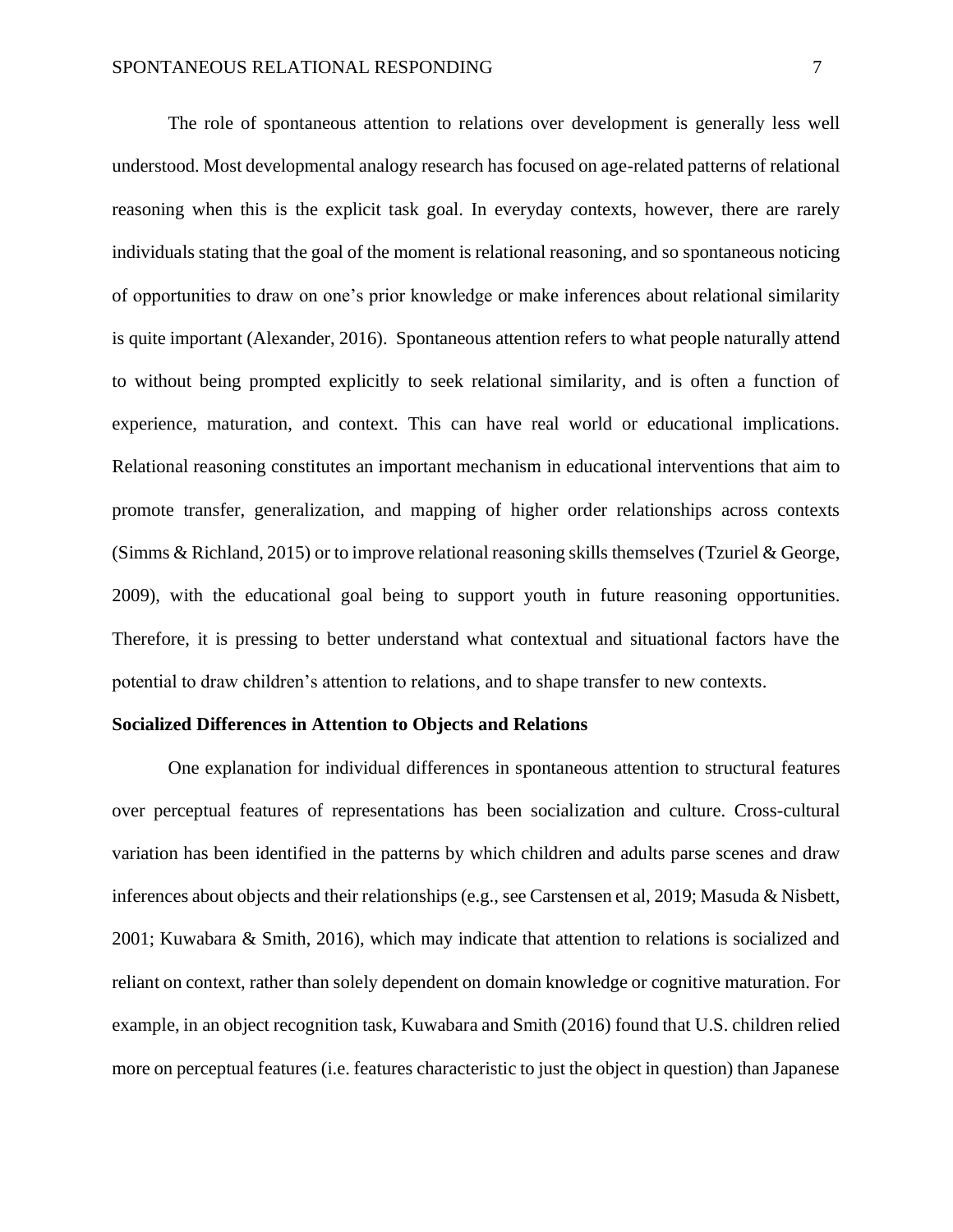The role of spontaneous attention to relations over development is generally less well understood. Most developmental analogy research has focused on age-related patterns of relational reasoning when this is the explicit task goal. In everyday contexts, however, there are rarely individuals stating that the goal of the moment is relational reasoning, and so spontaneous noticing of opportunities to draw on one's prior knowledge or make inferences about relational similarity is quite important (Alexander, 2016). Spontaneous attention refers to what people naturally attend to without being prompted explicitly to seek relational similarity, and is often a function of experience, maturation, and context. This can have real world or educational implications. Relational reasoning constitutes an important mechanism in educational interventions that aim to promote transfer, generalization, and mapping of higher order relationships across contexts (Simms & Richland, 2015) or to improve relational reasoning skills themselves (Tzuriel & George, 2009), with the educational goal being to support youth in future reasoning opportunities. Therefore, it is pressing to better understand what contextual and situational factors have the potential to draw children's attention to relations, and to shape transfer to new contexts.

**Socialized Differences in Attention to Objects and Relations**

One explanation for individual differences in spontaneous attention to structural features over perceptual features of representations has been socialization and culture. Cross-cultural variation has been identified in the patterns by which children and adults parse scenes and draw inferences about objects and their relationships (e.g., see Carstensen et al, 2019; Masuda & Nisbett, 2001; Kuwabara & Smith, 2016), which may indicate that attention to relations is socialized and reliant on context, rather than solely dependent on domain knowledge or cognitive maturation. For example, in an object recognition task, Kuwabara and Smith (2016) found that U.S. children relied more on perceptual features (i.e. features characteristic to just the object in question) than Japanese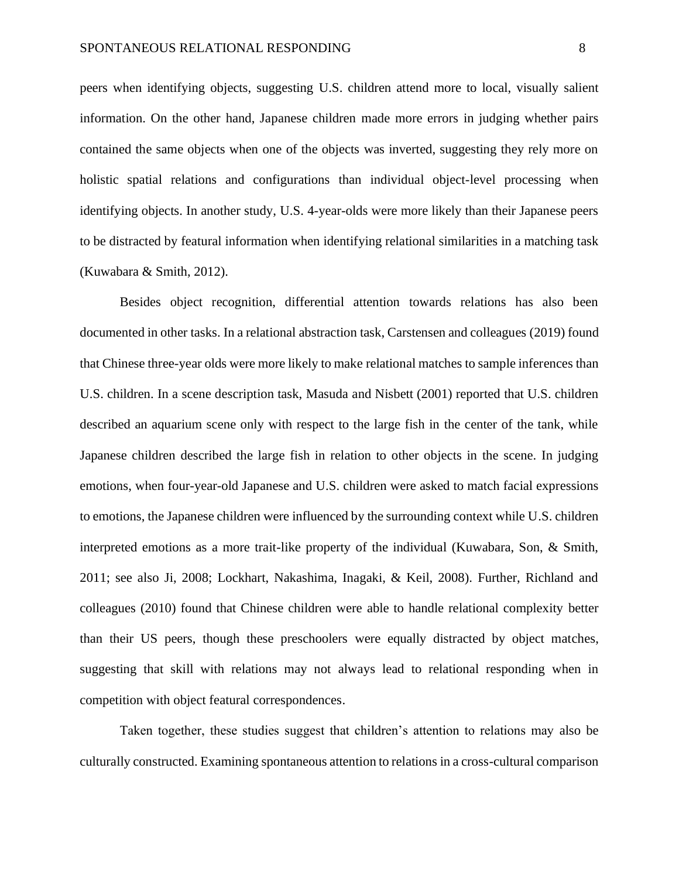peers when identifying objects, suggesting U.S. children attend more to local, visually salient information. On the other hand, Japanese children made more errors in judging whether pairs contained the same objects when one of the objects was inverted, suggesting they rely more on holistic spatial relations and configurations than individual object-level processing when identifying objects. In another study, U.S. 4-year-olds were more likely than their Japanese peers to be distracted by featural information when identifying relational similarities in a matching task (Kuwabara & Smith, 2012).

Besides object recognition, differential attention towards relations has also been documented in other tasks. In a relational abstraction task, Carstensen and colleagues (2019) found that Chinese three-year olds were more likely to make relational matches to sample inferences than U.S. children. In a scene description task, Masuda and Nisbett (2001) reported that U.S. children described an aquarium scene only with respect to the large fish in the center of the tank, while Japanese children described the large fish in relation to other objects in the scene. In judging emotions, when four-year-old Japanese and U.S. children were asked to match facial expressions to emotions, the Japanese children were influenced by the surrounding context while U.S. children interpreted emotions as a more trait-like property of the individual (Kuwabara, Son, & Smith, 2011; see also Ji, 2008; Lockhart, Nakashima, Inagaki, & Keil, 2008). Further, Richland and colleagues (2010) found that Chinese children were able to handle relational complexity better than their US peers, though these preschoolers were equally distracted by object matches, suggesting that skill with relations may not always lead to relational responding when in competition with object featural correspondences.

Taken together, these studies suggest that children's attention to relations may also be culturally constructed. Examining spontaneous attention to relations in a cross-cultural comparison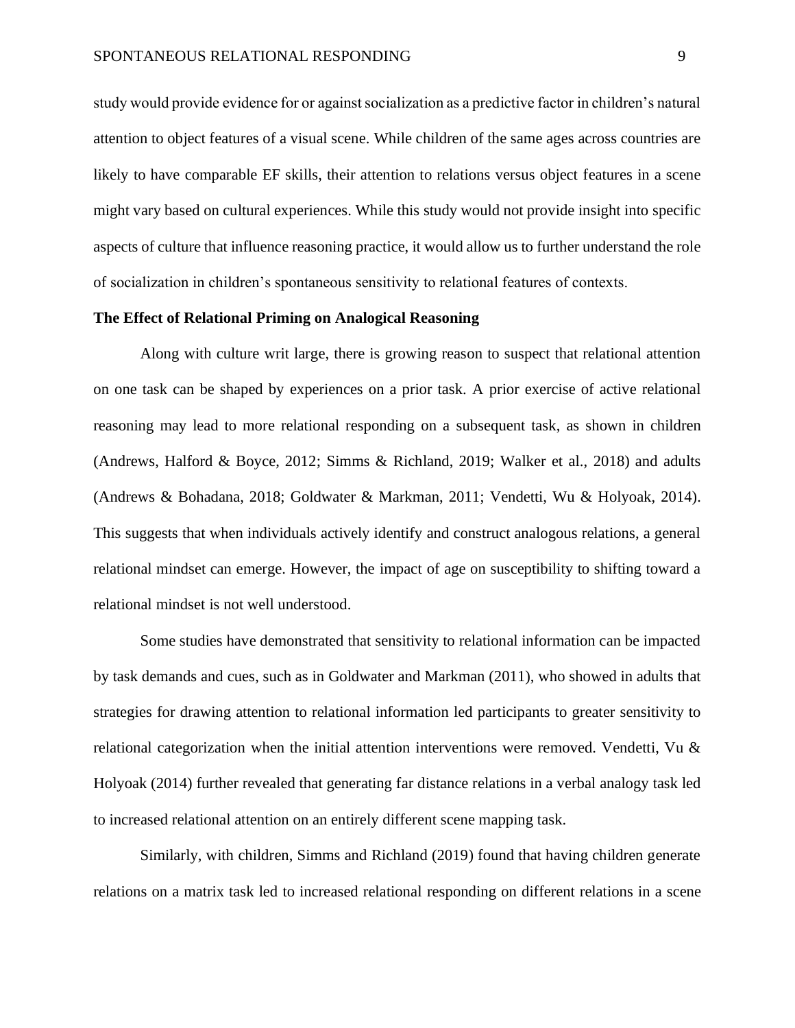study would provide evidence for or against socialization as a predictive factor in children's natural attention to object features of a visual scene. While children of the same ages across countries are likely to have comparable EF skills, their attention to relations versus object features in a scene might vary based on cultural experiences. While this study would not provide insight into specific aspects of culture that influence reasoning practice, it would allow us to further understand the role of socialization in children's spontaneous sensitivity to relational features of contexts.

**The Effect of Relational Priming on Analogical Reasoning**

Along with culture writ large, there is growing reason to suspect that relational attention on one task can be shaped by experiences on a prior task. A prior exercise of active relational reasoning may lead to more relational responding on a subsequent task, as shown in children (Andrews, Halford & Boyce, 2012; Simms & Richland, 2019; Walker et al., 2018) and adults (Andrews & Bohadana, 2018; Goldwater & Markman, 2011; Vendetti, Wu & Holyoak, 2014). This suggests that when individuals actively identify and construct analogous relations, a general relational mindset can emerge. However, the impact of age on susceptibility to shifting toward a relational mindset is not well understood.

Some studies have demonstrated that sensitivity to relational information can be impacted by task demands and cues, such as in Goldwater and Markman (2011), who showed in adults that strategies for drawing attention to relational information led participants to greater sensitivity to relational categorization when the initial attention interventions were removed. Vendetti, Vu & Holyoak (2014) further revealed that generating far distance relations in a verbal analogy task led to increased relational attention on an entirely different scene mapping task.

Similarly, with children, Simms and Richland (2019) found that having children generate relations on a matrix task led to increased relational responding on different relations in a scene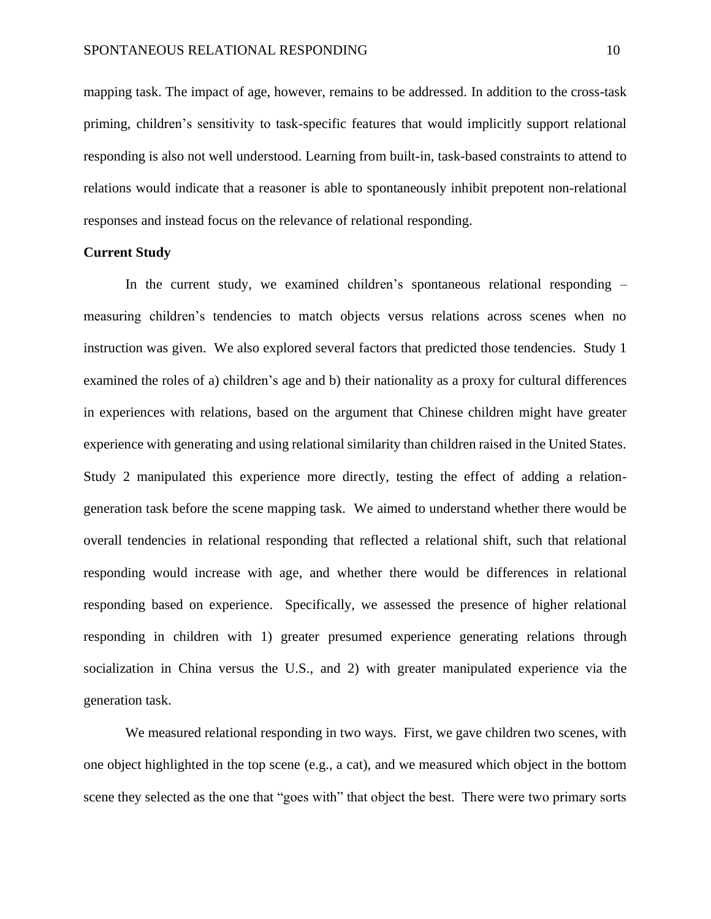mapping task. The impact of age, however, remains to be addressed. In addition to the cross-task priming, children's sensitivity to task-specific features that would implicitly support relational responding is also not well understood. Learning from built-in, task-based constraints to attend to relations would indicate that a reasoner is able to spontaneously inhibit prepotent non-relational responses and instead focus on the relevance of relational responding.

**Current Study**

In the current study, we examined children's spontaneous relational responding – measuring children's tendencies to match objects versus relations across scenes when no instruction was given. We also explored several factors that predicted those tendencies. Study 1 examined the roles of a) children's age and b) their nationality as a proxy for cultural differences in experiences with relations, based on the argument that Chinese children might have greater experience with generating and using relational similarity than children raised in the United States. Study 2 manipulated this experience more directly, testing the effect of adding a relation-generation task before the scene mapping task. We aimed to understand whether there would be overall tendencies in relational responding that reflected a relational shift, such that relational responding would increase with age, and whether there would be differences in relational responding based on experience. Specifically, we assessed the presence of higher relational responding in children with 1) greater presumed experience generating relations through socialization in China versus the U.S., and 2) with greater manipulated experience via the generation task.

We measured relational responding in two ways. First, we gave children two scenes, with one object highlighted in the top scene (e.g., a cat), and we measured which object in the bottom scene they selected as the one that "goes with" that object the best. There were two primary sorts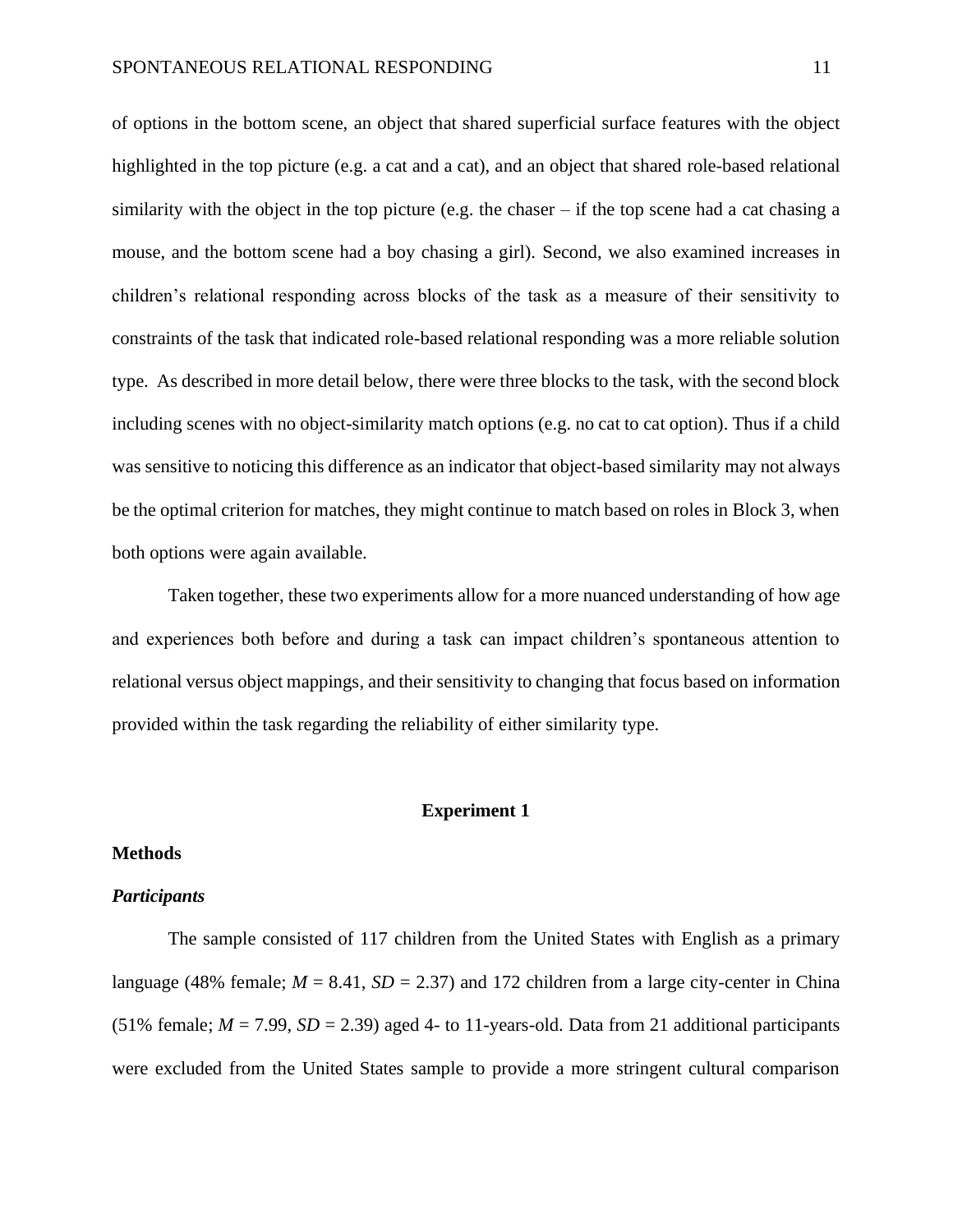of options in the bottom scene, an object that shared superficial surface features with the object highlighted in the top picture (e.g. a cat and a cat), and an object that shared role-based relational similarity with the object in the top picture (e.g. the chaser – if the top scene had a cat chasing a mouse, and the bottom scene had a boy chasing a girl). Second, we also examined increases in children's relational responding across blocks of the task as a measure of their sensitivity to constraints of the task that indicated role-based relational responding was a more reliable solution type. As described in more detail below, there were three blocks to the task, with the second block including scenes with no object-similarity match options (e.g. no cat to cat option). Thus if a child was sensitive to noticing this difference as an indicator that object-based similarity may not always be the optimal criterion for matches, they might continue to match based on roles in Block 3, when both options were again available.

Taken together, these two experiments allow for a more nuanced understanding of how age and experiences both before and during a task can impact children's spontaneous attention to relational versus object mappings, and their sensitivity to changing that focus based on information provided within the task regarding the reliability of either similarity type.

## Experiment 1

### Methods

#### *Participants*

The sample consisted of 117 children from the United States with English as a primary language (48% female; $M$ = 8.41, $SD$ = 2.37) and 172 children from a large city-center in China (51% female; $M$ = 7.99, $SD$ = 2.39) aged 4- to 11-years-old. Data from 21 additional participants were excluded from the United States sample to provide a more stringent cultural comparison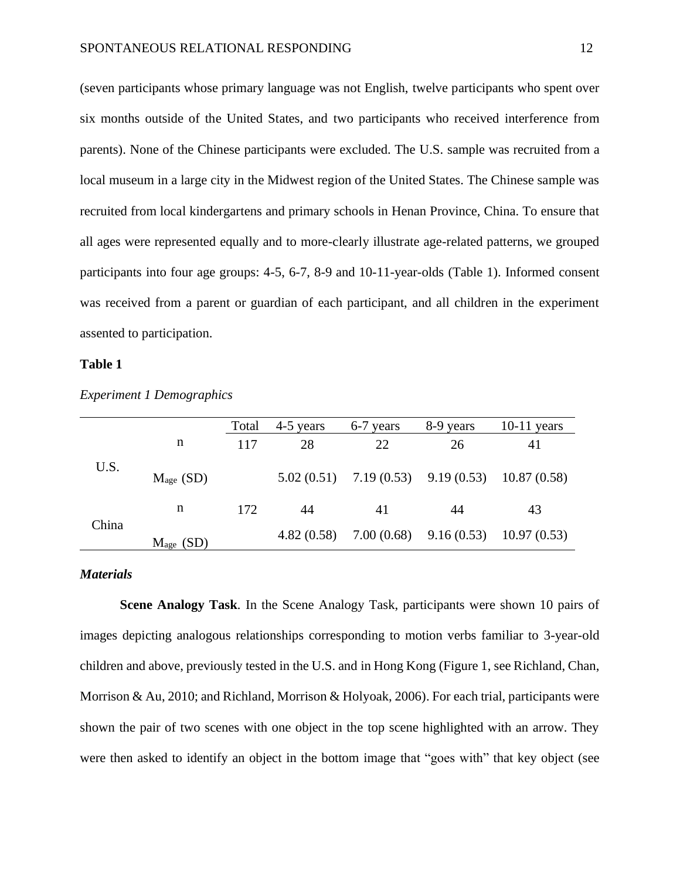(seven participants whose primary language was not English, twelve participants who spent over six months outside of the United States, and two participants who received interference from parents). None of the Chinese participants were excluded. The U.S. sample was recruited from a local museum in a large city in the Midwest region of the United States. The Chinese sample was recruited from local kindergartens and primary schools in Henan Province, China. To ensure that all ages were represented equally and to more-clearly illustrate age-related patterns, we grouped participants into four age groups: 4-5, 6-7, 8-9 and 10-11-year-olds (Table 1). Informed consent was received from a parent or guardian of each participant, and all children in the experiment assented to participation.

**Table 1**

*Experiment 1 Demographics*

| | | Total | 4-5 years | 6-7 years | 8-9 years | 10-11 years |
|---|---|---|---|---|---|---|
| U.S. | n | 117 | 28 | 22 | 26 | 41 |
| | $M_{age}$ (SD) | | 5.02 (0.51) | 7.19 (0.53) | 9.19 (0.53) | 10.87 (0.58) |
| China | n | 172 | 44 | 41 | 44 | 43 |
| | $M_{age}$ (SD) | | 4.82 (0.58) | 7.00 (0.68) | 9.16 (0.53) | 10.97 (0.53) |

***Materials***

**Scene Analogy Task**. In the Scene Analogy Task, participants were shown 10 pairs of images depicting analogous relationships corresponding to motion verbs familiar to 3-year-old children and above, previously tested in the U.S. and in Hong Kong (Figure 1, see Richland, Chan, Morrison & Au, 2010; and Richland, Morrison & Holyoak, 2006). For each trial, participants were shown the pair of two scenes with one object in the top scene highlighted with an arrow. They were then asked to identify an object in the bottom image that "goes with" that key object (see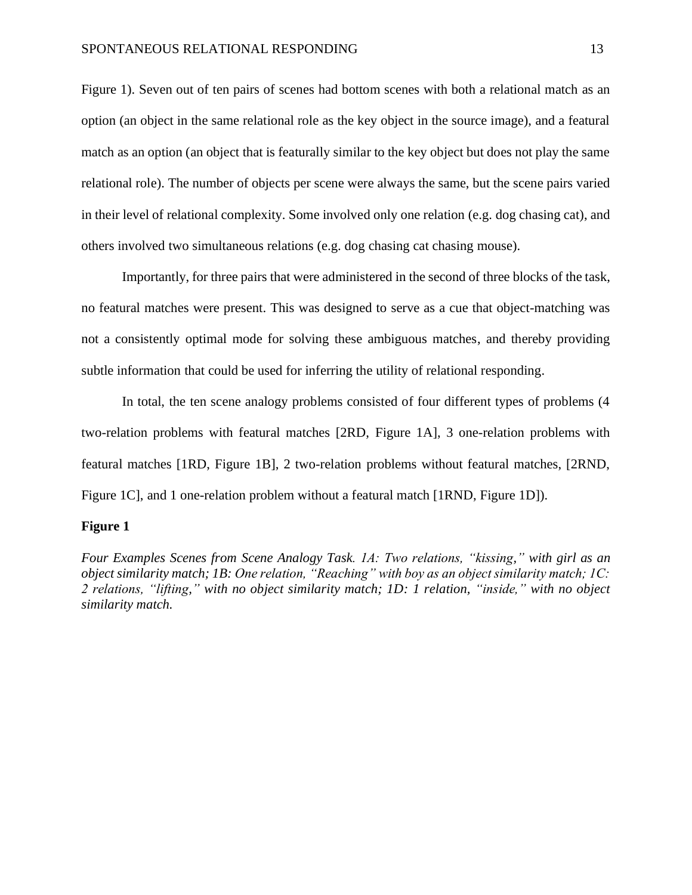Figure 1). Seven out of ten pairs of scenes had bottom scenes with both a relational match as an option (an object in the same relational role as the key object in the source image), and a featural match as an option (an object that is featurally similar to the key object but does not play the same relational role). The number of objects per scene were always the same, but the scene pairs varied in their level of relational complexity. Some involved only one relation (e.g. dog chasing cat), and others involved two simultaneous relations (e.g. dog chasing cat chasing mouse).

Importantly, for three pairs that were administered in the second of three blocks of the task, no featural matches were present. This was designed to serve as a cue that object-matching was not a consistently optimal mode for solving these ambiguous matches, and thereby providing subtle information that could be used for inferring the utility of relational responding.

In total, the ten scene analogy problems consisted of four different types of problems (4 two-relation problems with featural matches [2RD, Figure 1A], 3 one-relation problems with featural matches [1RD, Figure 1B], 2 two-relation problems without featural matches, [2RND, Figure 1C], and 1 one-relation problem without a featural match [1RND, Figure 1D]).

**Figure 1**

*Four Examples Scenes from Scene Analogy Task. 1A: Two relations, "kissing," with girl as an object similarity match; 1B: One relation, "Reaching" with boy as an object similarity match; 1C: 2 relations, "lifting," with no object similarity match; 1D: 1 relation, "inside," with no object similarity match.*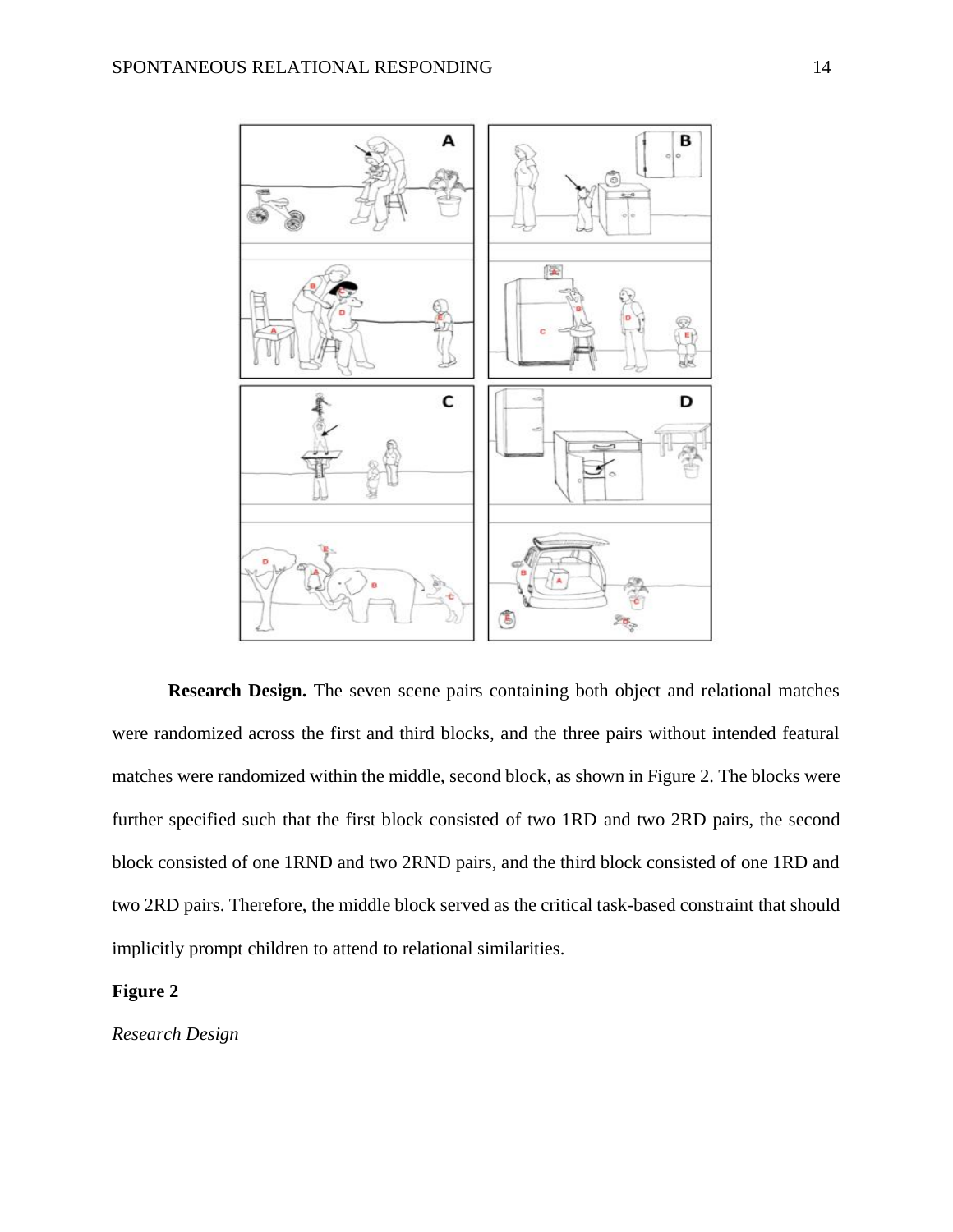**Research Design.** The seven scene pairs containing both object and relational matches were randomized across the first and third blocks, and the three pairs without intended featural matches were randomized within the middle, second block, as shown in Figure 2. The blocks were further specified such that the first block consisted of two 1RD and two 2RD pairs, the second block consisted of one 1RND and two 2RND pairs, and the third block consisted of one 1RD and two 2RD pairs. Therefore, the middle block served as the critical task-based constraint that should implicitly prompt children to attend to relational similarities.

**Figure 2**

*Research Design*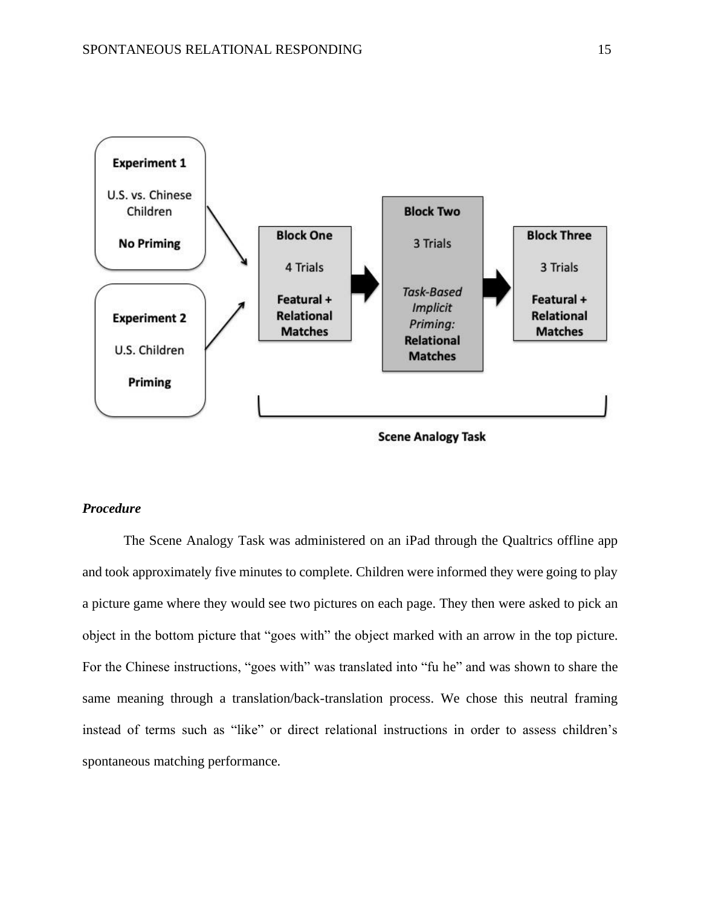**Experiment 1**
U.S. vs. Chinese Children
**No Priming**

**Experiment 2**
U.S. Children
**Priming**

**Block One**
4 Trials
**Featural + Relational Matches**

**Block Two**
3 Trials
*Task-Based Implicit Priming:* **Relational Matches**

**Block Three**
3 Trials
**Featural + Relational Matches**

**Scene Analogy Task**

### *Procedure*

The Scene Analogy Task was administered on an iPad through the Qualtrics offline app and took approximately five minutes to complete. Children were informed they were going to play a picture game where they would see two pictures on each page. They then were asked to pick an object in the bottom picture that "goes with" the object marked with an arrow in the top picture. For the Chinese instructions, "goes with" was translated into "fu he" and was shown to share the same meaning through a translation/back-translation process. We chose this neutral framing instead of terms such as "like" or direct relational instructions in order to assess children's spontaneous matching performance.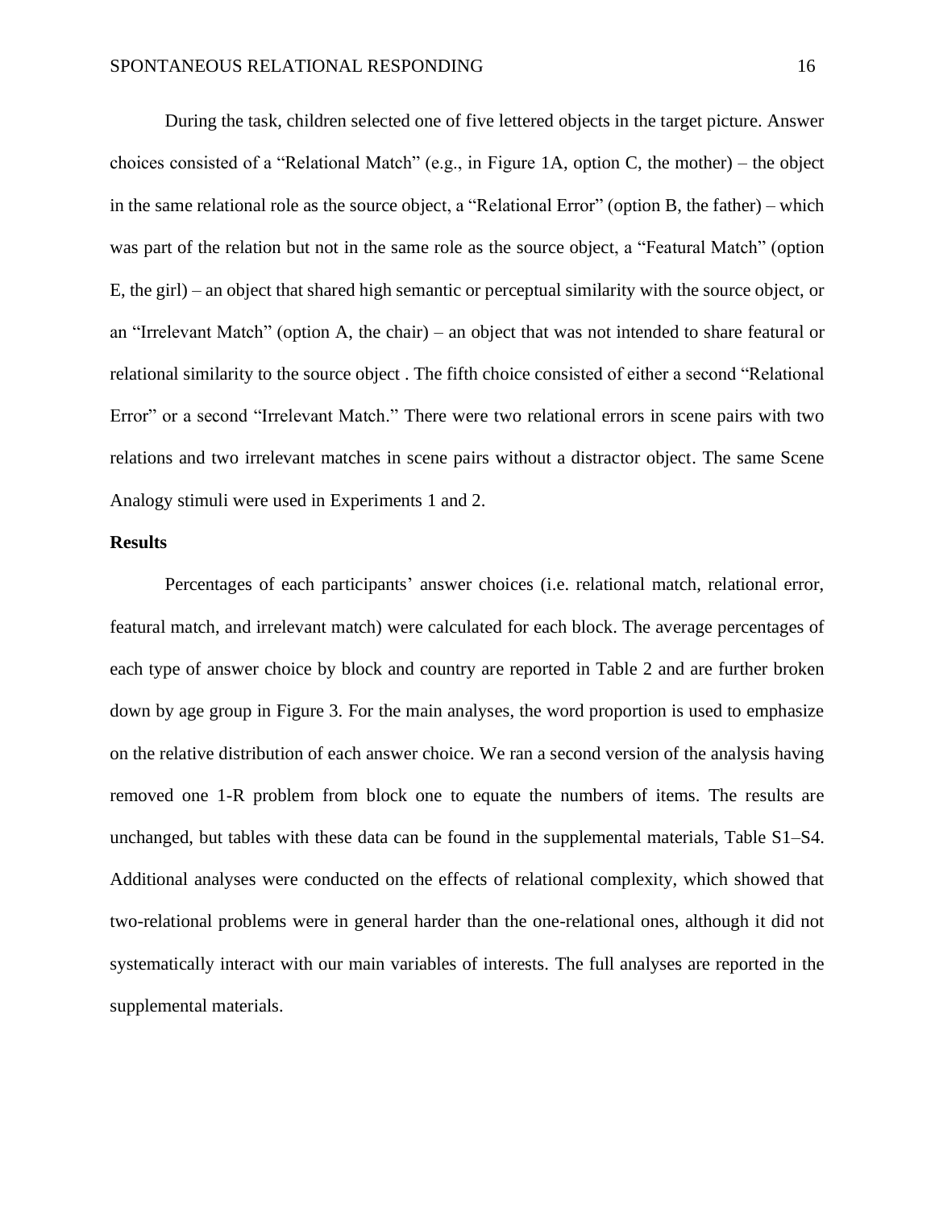During the task, children selected one of five lettered objects in the target picture. Answer choices consisted of a "Relational Match" (e.g., in Figure 1A, option C, the mother) – the object in the same relational role as the source object, a "Relational Error" (option B, the father) – which was part of the relation but not in the same role as the source object, a "Featural Match" (option E, the girl) – an object that shared high semantic or perceptual similarity with the source object, or an "Irrelevant Match" (option A, the chair) – an object that was not intended to share featural or relational similarity to the source object . The fifth choice consisted of either a second "Relational Error" or a second "Irrelevant Match." There were two relational errors in scene pairs with two relations and two irrelevant matches in scene pairs without a distractor object. The same Scene Analogy stimuli were used in Experiments 1 and 2.

**Results**

Percentages of each participants' answer choices (i.e. relational match, relational error, featural match, and irrelevant match) were calculated for each block. The average percentages of each type of answer choice by block and country are reported in Table 2 and are further broken down by age group in Figure 3. For the main analyses, the word proportion is used to emphasize on the relative distribution of each answer choice. We ran a second version of the analysis having removed one 1-R problem from block one to equate the numbers of items. The results are unchanged, but tables with these data can be found in the supplemental materials, Table S1–S4. Additional analyses were conducted on the effects of relational complexity, which showed that two-relational problems were in general harder than the one-relational ones, although it did not systematically interact with our main variables of interests. The full analyses are reported in the supplemental materials.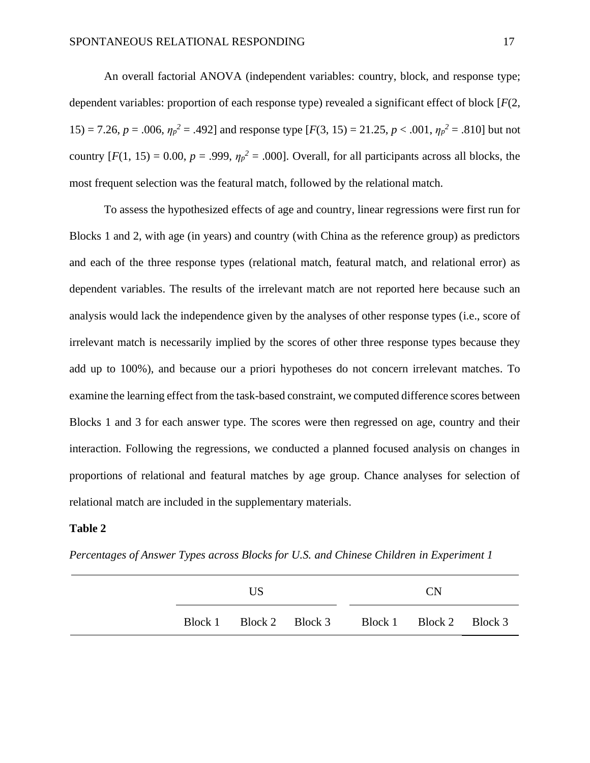An overall factorial ANOVA (independent variables: country, block, and response type; dependent variables: proportion of each response type) revealed a significant effect of block [$F(2, 15) = 7.26$, $p = .006$, $\eta_p^2 = .492$] and response type [$F(3, 15) = 21.25$, $p < .001$, $\eta_p^2 = .810$] but not country [$F(1, 15) = 0.00$, $p = .999$, $\eta_p^2 = .000$]. Overall, for all participants across all blocks, the most frequent selection was the featural match, followed by the relational match.

To assess the hypothesized effects of age and country, linear regressions were first run for Blocks 1 and 2, with age (in years) and country (with China as the reference group) as predictors and each of the three response types (relational match, featural match, and relational error) as dependent variables. The results of the irrelevant match are not reported here because such an analysis would lack the independence given by the analyses of other response types (i.e., score of irrelevant match is necessarily implied by the scores of other three response types because they add up to 100%), and because our a priori hypotheses do not concern irrelevant matches. To examine the learning effect from the task-based constraint, we computed difference scores between Blocks 1 and 3 for each answer type. The scores were then regressed on age, country and their interaction. Following the regressions, we conducted a planned focused analysis on changes in proportions of relational and featural matches by age group. Chance analyses for selection of relational match are included in the supplementary materials.

**Table 2**

*Percentages of Answer Types across Blocks for U.S. and Chinese Children in Experiment 1*

| | US | | | CN | | |
|---|---|---|---|---|---|---|
| | Block 1 | Block 2 | Block 3 | Block 1 | Block 2 | Block 3 |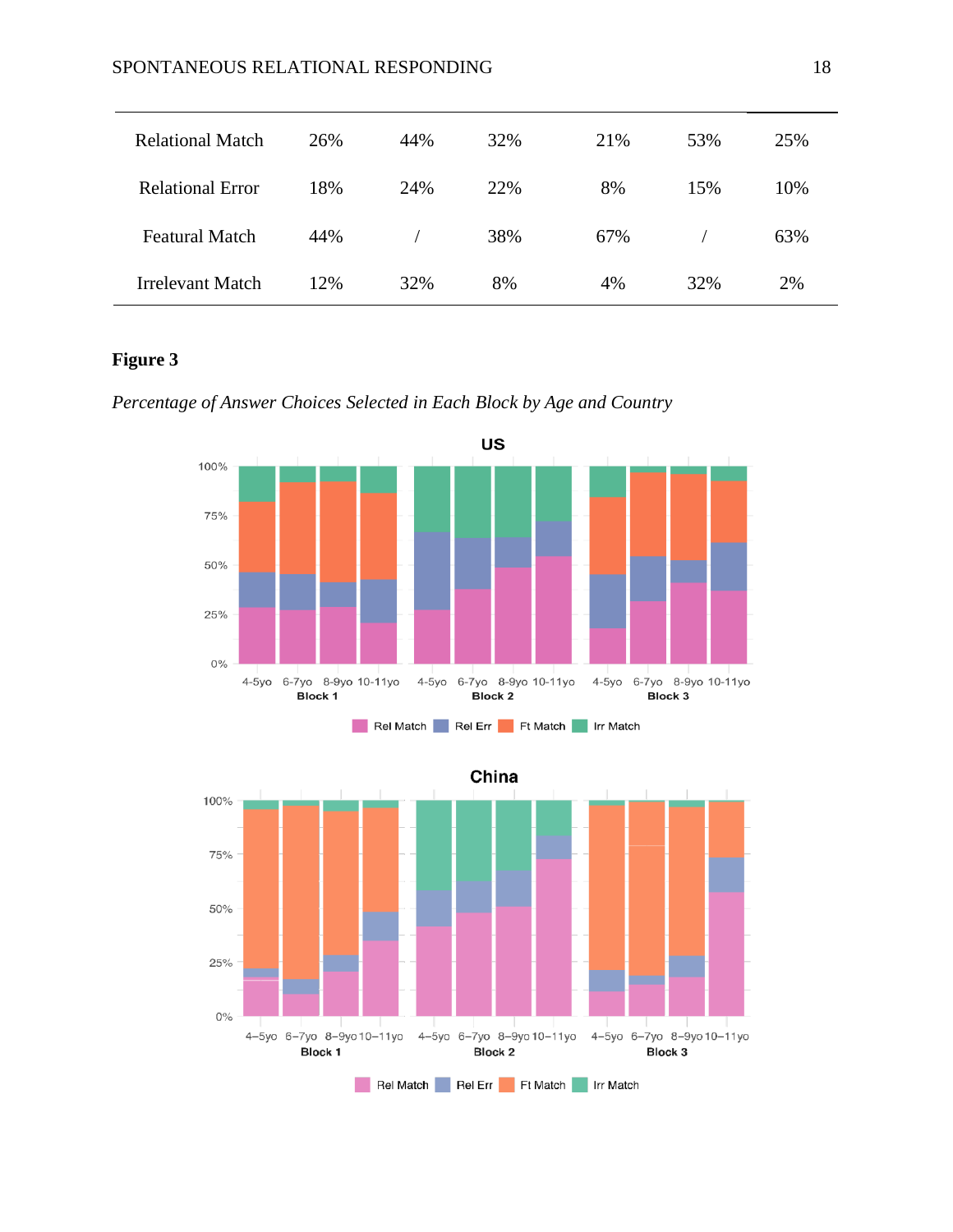| | | | | | | |
|---|---|---|---|---|---|---|
| Relational Match | 26% | 44% | 32% | 21% | 53% | 25% |
| Relational Error | 18% | 24% | 22% | 8% | 15% | 10% |
| Featural Match | 44% | / | 38% | 67% | / | 63% |
| Irrelevant Match | 12% | 32% | 8% | 4% | 32% | 2% |

**Figure 3**

*Percentage of Answer Choices Selected in Each Block by Age and Country*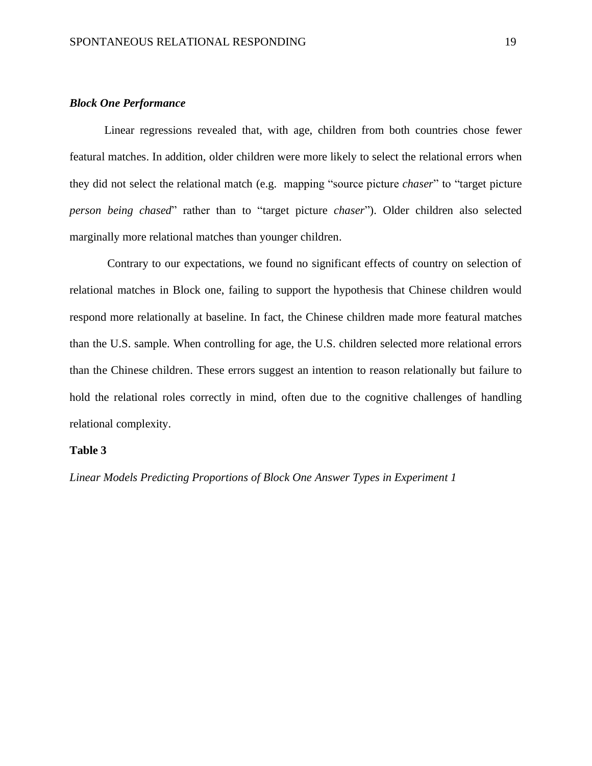### ***Block One Performance***

Linear regressions revealed that, with age, children from both countries chose fewer featural matches. In addition, older children were more likely to select the relational errors when they did not select the relational match (e.g. mapping "source picture *chaser*" to "target picture *person being chased*" rather than to "target picture *chaser*"). Older children also selected marginally more relational matches than younger children.

Contrary to our expectations, we found no significant effects of country on selection of relational matches in Block one, failing to support the hypothesis that Chinese children would respond more relationally at baseline. In fact, the Chinese children made more featural matches than the U.S. sample. When controlling for age, the U.S. children selected more relational errors than the Chinese children. These errors suggest an intention to reason relationally but failure to hold the relational roles correctly in mind, often due to the cognitive challenges of handling relational complexity.

**Table 3**

*Linear Models Predicting Proportions of Block One Answer Types in Experiment 1*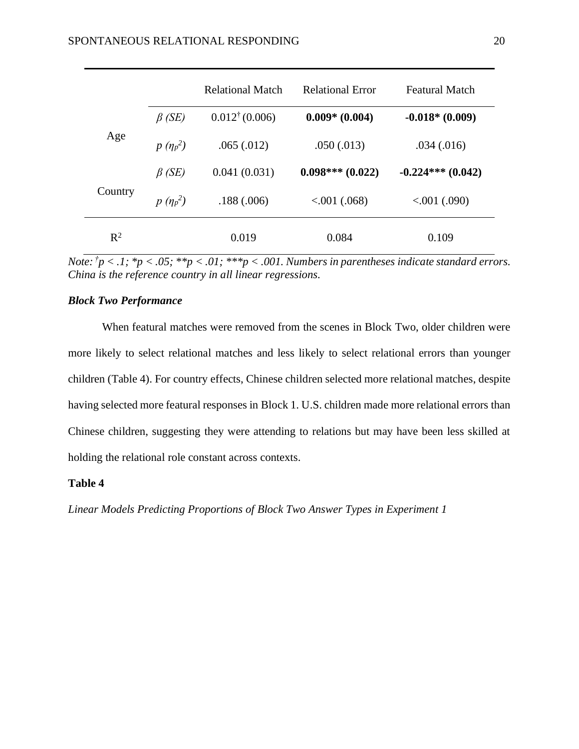| | | Relational Match | Relational Error | Featural Match |
|---|---|---|---|---|
| Age | $\beta$ *(SE)* | 0.012† (0.006) | **0.009* (0.004)** | **-0.018* (0.009)** |
| | $p$ $(\eta_p^2)$ | .065 (.012) | .050 (.013) | .034 (.016) |
| Country | $\beta$ *(SE)* | 0.041 (0.031) | **0.098*** (0.022)** | **-0.224*** (0.042)** |
| | $p$ $(\eta_p^2)$ | .188 (.006) | <.001 (.068) | <.001 (.090) |
| $R^2$ | | 0.019 | 0.084 | 0.109 |

*Note: †p < .1; *p < .05; **p < .01; ***p < .001. Numbers in parentheses indicate standard errors. China is the reference country in all linear regressions.*

### *Block Two Performance*

When featural matches were removed from the scenes in Block Two, older children were more likely to select relational matches and less likely to select relational errors than younger children (Table 4). For country effects, Chinese children selected more relational matches, despite having selected more featural responses in Block 1. U.S. children made more relational errors than Chinese children, suggesting they were attending to relations but may have been less skilled at holding the relational role constant across contexts.

**Table 4**

*Linear Models Predicting Proportions of Block Two Answer Types in Experiment 1*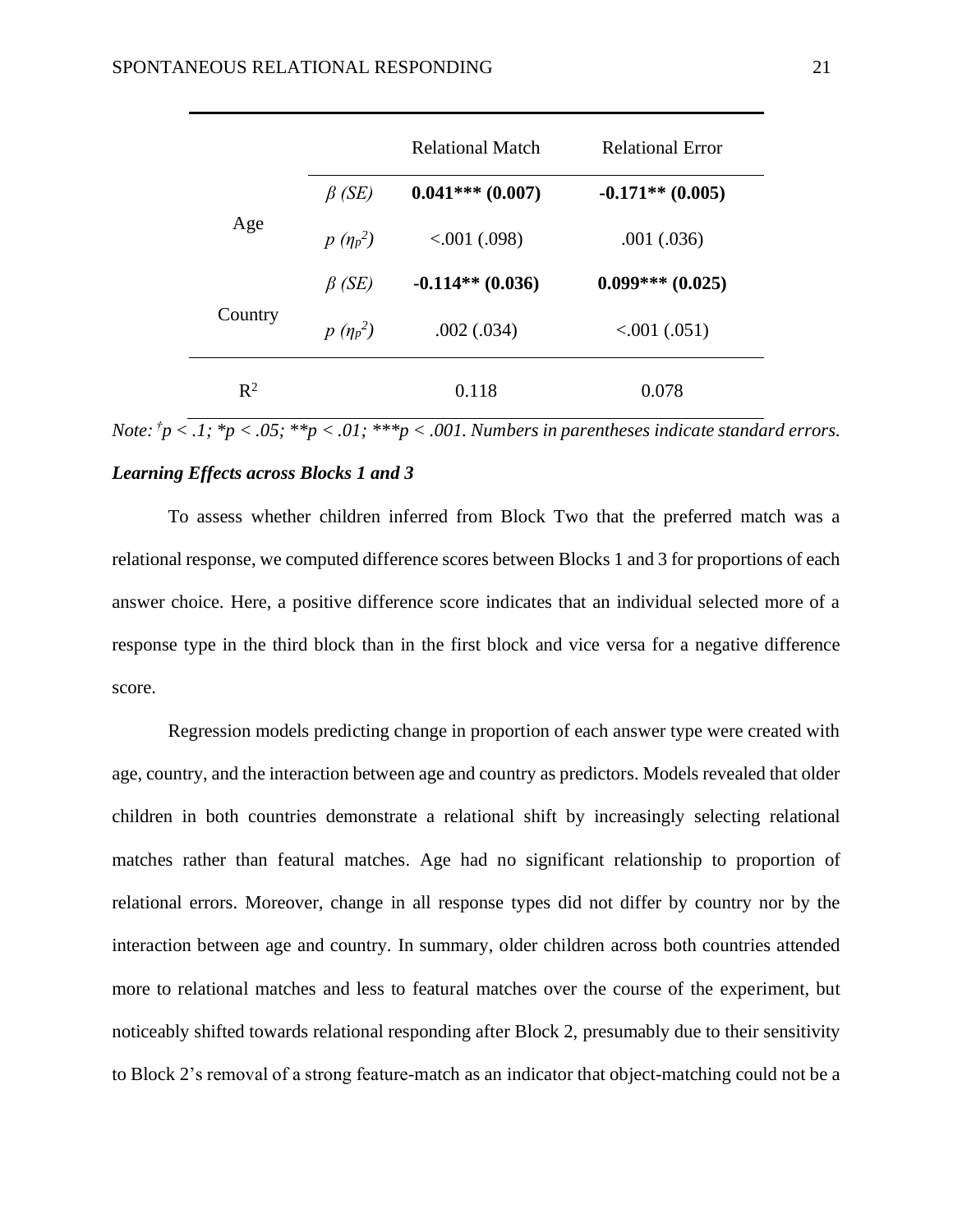| | | Relational Match | Relational Error |
|---|---|---|---|
| Age | *β (SE)* | **0.041*** (0.007)** | **-0.171** (0.005)** |
| | *p* ($\eta_p^2$) | <.001 (.098) | .001 (.036) |
| Country | *β (SE)* | **-0.114** (0.036)** | **0.099*** (0.025)** |
| | *p* ($\eta_p^2$) | .002 (.034) | <.001 (.051) |
| $R^2$ | | 0.118 | 0.078 |

*Note: †p < .1; *p < .05; **p < .01; ***p < .001. Numbers in parentheses indicate standard errors.*

### *Learning Effects across Blocks 1 and 3*

To assess whether children inferred from Block Two that the preferred match was a relational response, we computed difference scores between Blocks 1 and 3 for proportions of each answer choice. Here, a positive difference score indicates that an individual selected more of a response type in the third block than in the first block and vice versa for a negative difference score.

Regression models predicting change in proportion of each answer type were created with age, country, and the interaction between age and country as predictors. Models revealed that older children in both countries demonstrate a relational shift by increasingly selecting relational matches rather than featural matches. Age had no significant relationship to proportion of relational errors. Moreover, change in all response types did not differ by country nor by the interaction between age and country. In summary, older children across both countries attended more to relational matches and less to featural matches over the course of the experiment, but noticeably shifted towards relational responding after Block 2, presumably due to their sensitivity to Block 2's removal of a strong feature-match as an indicator that object-matching could not be a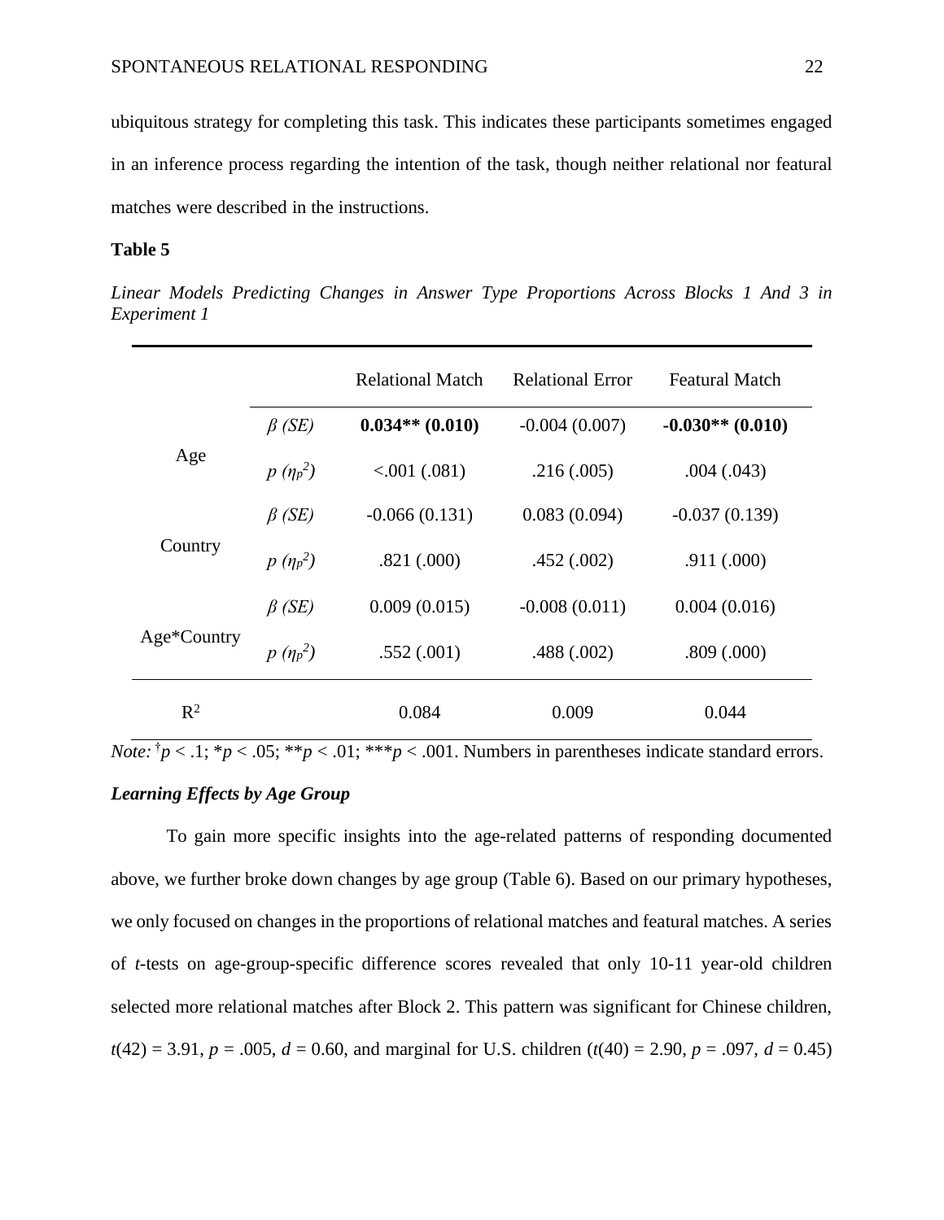ubiquitous strategy for completing this task. This indicates these participants sometimes engaged in an inference process regarding the intention of the task, though neither relational nor featural matches were described in the instructions.

**Table 5**

*Linear Models Predicting Changes in Answer Type Proportions Across Blocks 1 And 3 in Experiment 1*

| | | Relational Match | Relational Error | Featural Match |
|---|---|---|---|---|
| Age | $\beta$ *(SE)* | **0.034** (0.010)** | -0.004 (0.007) | **-0.030** (0.010)** |
| | $p$ $(\eta_p^2)$ | <.001 (.081) | .216 (.005) | .004 (.043) |
| Country | $\beta$ *(SE)* | -0.066 (0.131) | 0.083 (0.094) | -0.037 (0.139) |
| | $p$ $(\eta_p^2)$ | .821 (.000) | .452 (.002) | .911 (.000) |
| Age*Country | $\beta$ *(SE)* | 0.009 (0.015) | -0.008 (0.011) | 0.004 (0.016) |
| | $p$ $(\eta_p^2)$ | .552 (.001) | .488 (.002) | .809 (.000) |
| $R^2$ | | 0.084 | 0.009 | 0.044 |

*Note:* †$p < .1$; \*$p < .05$; \*\*$p < .01$; \*\*\*$p < .001$. Numbers in parentheses indicate standard errors.

### *Learning Effects by Age Group*

To gain more specific insights into the age-related patterns of responding documented above, we further broke down changes by age group (Table 6). Based on our primary hypotheses, we only focused on changes in the proportions of relational matches and featural matches. A series of *t*-tests on age-group-specific difference scores revealed that only 10-11 year-old children selected more relational matches after Block 2. This pattern was significant for Chinese children, $t(42) = 3.91$, $p = .005$, $d = 0.60$, and marginal for U.S. children ($t(40) = 2.90$, $p = .097$, $d = 0.45$)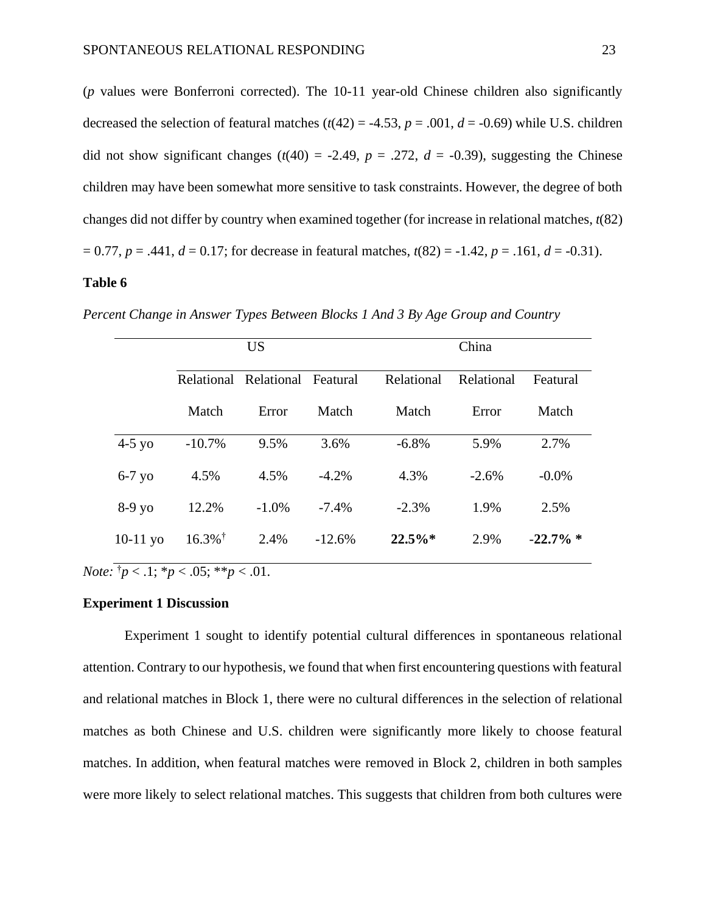($p$ values were Bonferroni corrected). The 10-11 year-old Chinese children also significantly decreased the selection of featural matches ($t(42) = -4.53$, $p = .001$, $d = -0.69$) while U.S. children did not show significant changes ($t(40) = -2.49$, $p = .272$, $d = -0.39$), suggesting the Chinese children may have been somewhat more sensitive to task constraints. However, the degree of both changes did not differ by country when examined together (for increase in relational matches, $t(82) = 0.77$, $p = .441$, $d = 0.17$; for decrease in featural matches, $t(82) = -1.42$, $p = .161$, $d = -0.31$).

**Table 6**

*Percent Change in Answer Types Between Blocks 1 And 3 By Age Group and Country*

| | US | | | China | | |
|---|---|---|---|---|---|---|
| | Relational Match | Relational Error | Featural Match | Relational Match | Relational Error | Featural Match |
| 4-5 yo | -10.7% | 9.5% | 3.6% | -6.8% | 5.9% | 2.7% |
| 6-7 yo | 4.5% | 4.5% | -4.2% | 4.3% | -2.6% | -0.0% |
| 8-9 yo | 12.2% | -1.0% | -7.4% | -2.3% | 1.9% | 2.5% |
| 10-11 yo | 16.3%† | 2.4% | -12.6% | **22.5%*** | 2.9% | **-22.7% *** |

*Note:* †$p < .1$; *$p < .05$; **$p < .01$.

**Experiment 1 Discussion**

Experiment 1 sought to identify potential cultural differences in spontaneous relational attention. Contrary to our hypothesis, we found that when first encountering questions with featural and relational matches in Block 1, there were no cultural differences in the selection of relational matches as both Chinese and U.S. children were significantly more likely to choose featural matches. In addition, when featural matches were removed in Block 2, children in both samples were more likely to select relational matches. This suggests that children from both cultures were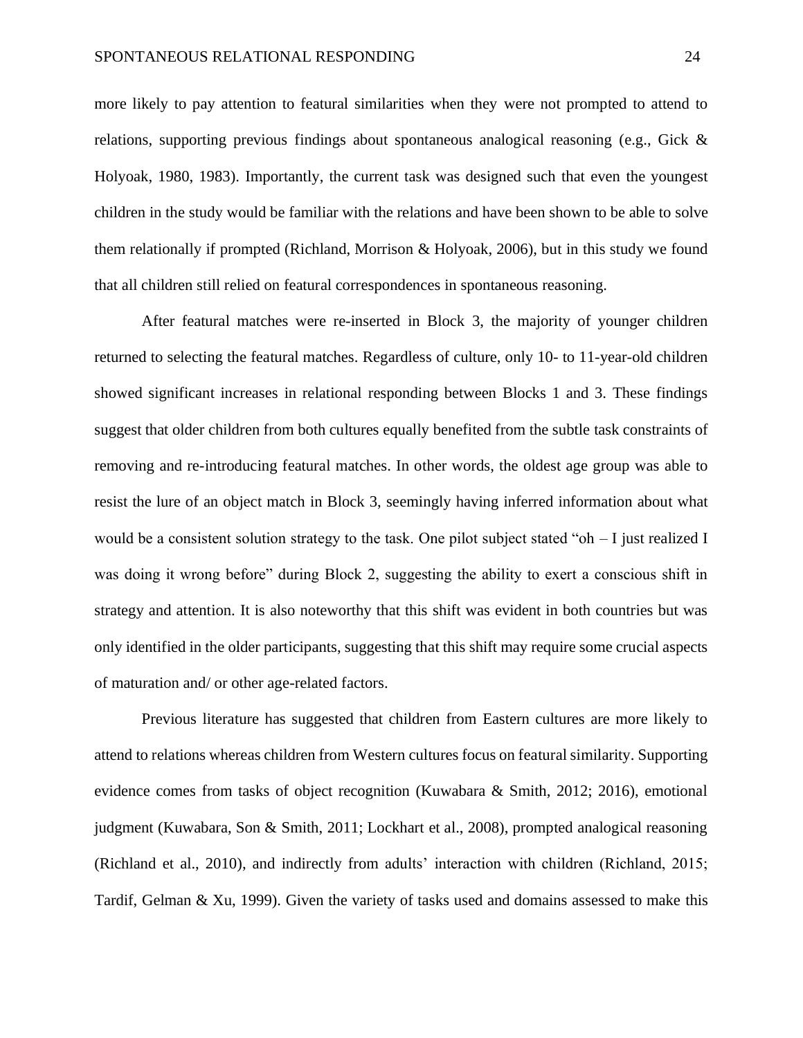more likely to pay attention to featural similarities when they were not prompted to attend to relations, supporting previous findings about spontaneous analogical reasoning (e.g., Gick & Holyoak, 1980, 1983). Importantly, the current task was designed such that even the youngest children in the study would be familiar with the relations and have been shown to be able to solve them relationally if prompted (Richland, Morrison & Holyoak, 2006), but in this study we found that all children still relied on featural correspondences in spontaneous reasoning.

After featural matches were re-inserted in Block 3, the majority of younger children returned to selecting the featural matches. Regardless of culture, only 10- to 11-year-old children showed significant increases in relational responding between Blocks 1 and 3. These findings suggest that older children from both cultures equally benefited from the subtle task constraints of removing and re-introducing featural matches. In other words, the oldest age group was able to resist the lure of an object match in Block 3, seemingly having inferred information about what would be a consistent solution strategy to the task. One pilot subject stated "oh – I just realized I was doing it wrong before" during Block 2, suggesting the ability to exert a conscious shift in strategy and attention. It is also noteworthy that this shift was evident in both countries but was only identified in the older participants, suggesting that this shift may require some crucial aspects of maturation and/ or other age-related factors.

Previous literature has suggested that children from Eastern cultures are more likely to attend to relations whereas children from Western cultures focus on featural similarity. Supporting evidence comes from tasks of object recognition (Kuwabara & Smith, 2012; 2016), emotional judgment (Kuwabara, Son & Smith, 2011; Lockhart et al., 2008), prompted analogical reasoning (Richland et al., 2010), and indirectly from adults' interaction with children (Richland, 2015; Tardif, Gelman & Xu, 1999). Given the variety of tasks used and domains assessed to make this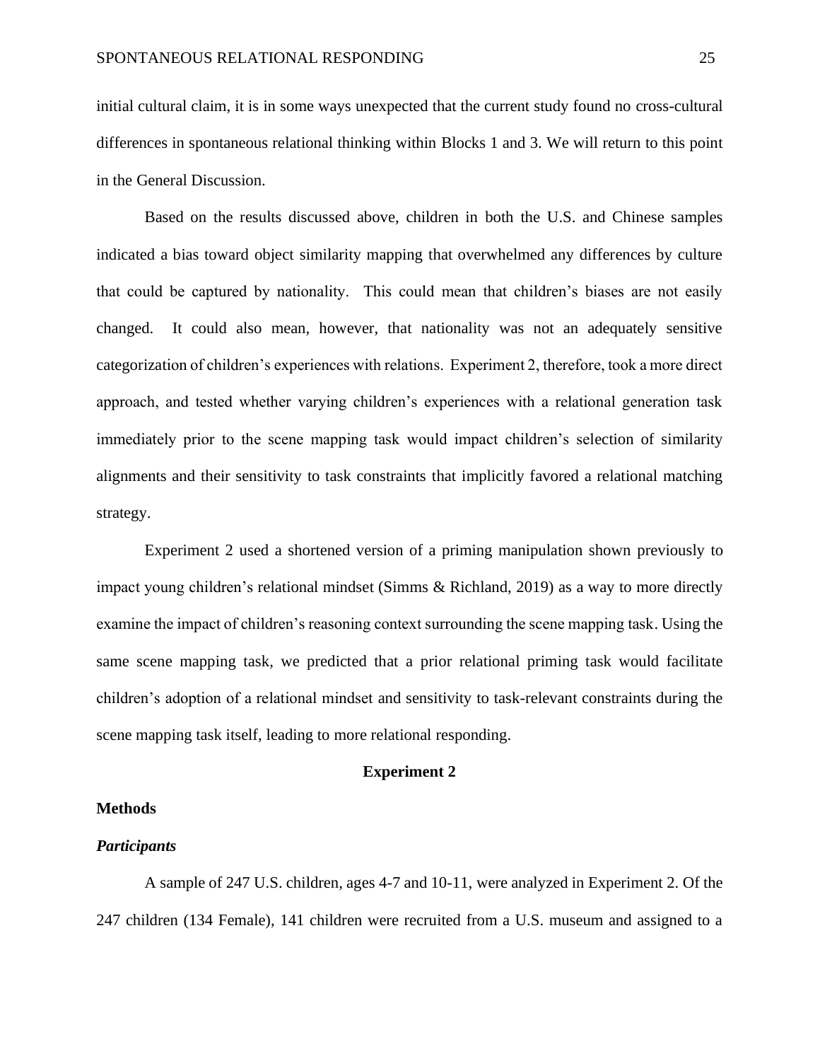initial cultural claim, it is in some ways unexpected that the current study found no cross-cultural differences in spontaneous relational thinking within Blocks 1 and 3. We will return to this point in the General Discussion.

Based on the results discussed above, children in both the U.S. and Chinese samples indicated a bias toward object similarity mapping that overwhelmed any differences by culture that could be captured by nationality. This could mean that children's biases are not easily changed. It could also mean, however, that nationality was not an adequately sensitive categorization of children's experiences with relations. Experiment 2, therefore, took a more direct approach, and tested whether varying children's experiences with a relational generation task immediately prior to the scene mapping task would impact children's selection of similarity alignments and their sensitivity to task constraints that implicitly favored a relational matching strategy.

Experiment 2 used a shortened version of a priming manipulation shown previously to impact young children's relational mindset (Simms & Richland, 2019) as a way to more directly examine the impact of children's reasoning context surrounding the scene mapping task. Using the same scene mapping task, we predicted that a prior relational priming task would facilitate children's adoption of a relational mindset and sensitivity to task-relevant constraints during the scene mapping task itself, leading to more relational responding.

## Experiment 2

### Methods

#### *Participants*

A sample of 247 U.S. children, ages 4-7 and 10-11, were analyzed in Experiment 2. Of the 247 children (134 Female), 141 children were recruited from a U.S. museum and assigned to a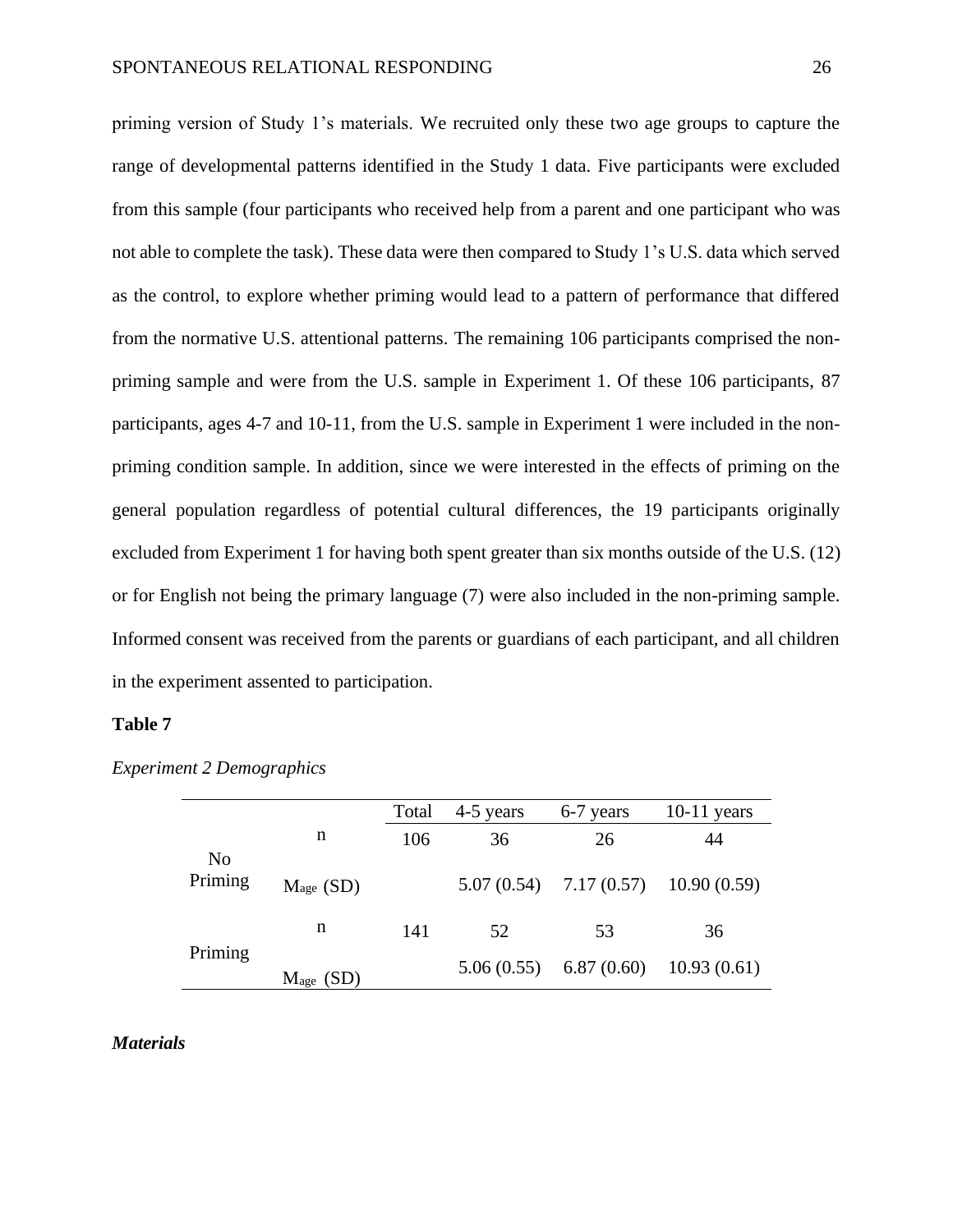priming version of Study 1's materials. We recruited only these two age groups to capture the range of developmental patterns identified in the Study 1 data. Five participants were excluded from this sample (four participants who received help from a parent and one participant who was not able to complete the task). These data were then compared to Study 1's U.S. data which served as the control, to explore whether priming would lead to a pattern of performance that differed from the normative U.S. attentional patterns. The remaining 106 participants comprised the non-priming sample and were from the U.S. sample in Experiment 1. Of these 106 participants, 87 participants, ages 4-7 and 10-11, from the U.S. sample in Experiment 1 were included in the non-priming condition sample. In addition, since we were interested in the effects of priming on the general population regardless of potential cultural differences, the 19 participants originally excluded from Experiment 1 for having both spent greater than six months outside of the U.S. (12) or for English not being the primary language (7) were also included in the non-priming sample. Informed consent was received from the parents or guardians of each participant, and all children in the experiment assented to participation.

**Table 7**

*Experiment 2 Demographics*

| | | Total | 4-5 years | 6-7 years | 10-11 years |
|---|---|---|---|---|---|
| No Priming | n | 106 | 36 | 26 | 44 |
| | $M_{age}$ (SD) | | 5.07 (0.54) | 7.17 (0.57) | 10.90 (0.59) |
| Priming | n | 141 | 52 | 53 | 36 |
| | $M_{age}$ (SD) | | 5.06 (0.55) | 6.87 (0.60) | 10.93 (0.61) |

***Materials***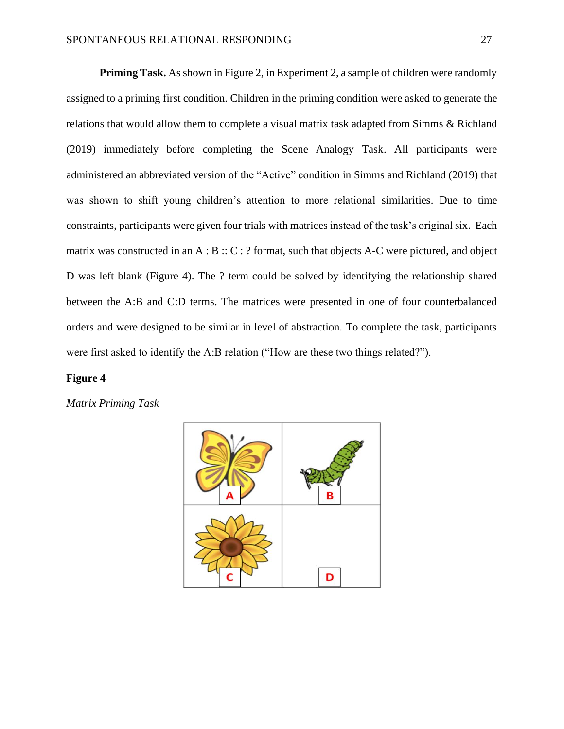**Priming Task.** As shown in Figure 2, in Experiment 2, a sample of children were randomly assigned to a priming first condition. Children in the priming condition were asked to generate the relations that would allow them to complete a visual matrix task adapted from Simms & Richland (2019) immediately before completing the Scene Analogy Task. All participants were administered an abbreviated version of the "Active" condition in Simms and Richland (2019) that was shown to shift young children's attention to more relational similarities. Due to time constraints, participants were given four trials with matrices instead of the task's original six. Each matrix was constructed in an A : B :: C : ? format, such that objects A-C were pictured, and object D was left blank (Figure 4). The ? term could be solved by identifying the relationship shared between the A:B and C:D terms. The matrices were presented in one of four counterbalanced orders and were designed to be similar in level of abstraction. To complete the task, participants were first asked to identify the A:B relation ("How are these two things related?").

**Figure 4**

*Matrix Priming Task*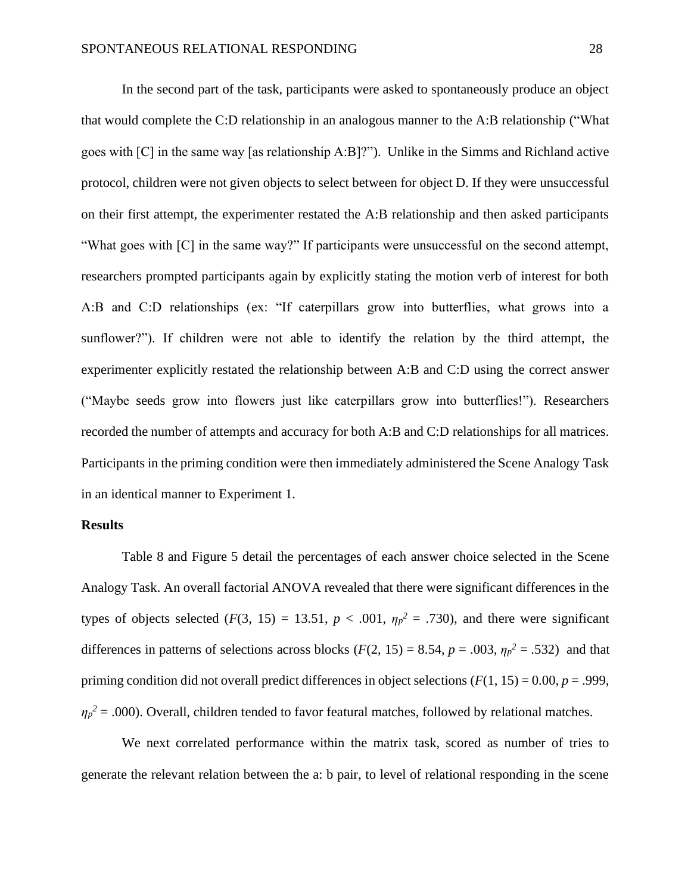In the second part of the task, participants were asked to spontaneously produce an object that would complete the C:D relationship in an analogous manner to the A:B relationship ("What goes with [C] in the same way [as relationship A:B]?"). Unlike in the Simms and Richland active protocol, children were not given objects to select between for object D. If they were unsuccessful on their first attempt, the experimenter restated the A:B relationship and then asked participants "What goes with [C] in the same way?" If participants were unsuccessful on the second attempt, researchers prompted participants again by explicitly stating the motion verb of interest for both A:B and C:D relationships (ex: "If caterpillars grow into butterflies, what grows into a sunflower?"). If children were not able to identify the relation by the third attempt, the experimenter explicitly restated the relationship between A:B and C:D using the correct answer ("Maybe seeds grow into flowers just like caterpillars grow into butterflies!"). Researchers recorded the number of attempts and accuracy for both A:B and C:D relationships for all matrices. Participants in the priming condition were then immediately administered the Scene Analogy Task in an identical manner to Experiment 1.

## Results

Table 8 and Figure 5 detail the percentages of each answer choice selected in the Scene Analogy Task. An overall factorial ANOVA revealed that there were significant differences in the types of objects selected ($F(3, 15) = 13.51$, $p < .001$, $\eta_p^2 = .730$), and there were significant differences in patterns of selections across blocks ($F(2, 15) = 8.54$, $p = .003$, $\eta_p^2 = .532$) and that priming condition did not overall predict differences in object selections ($F(1, 15) = 0.00$, $p = .999$, $\eta_p^2 = .000$). Overall, children tended to favor featural matches, followed by relational matches.

We next correlated performance within the matrix task, scored as number of tries to generate the relevant relation between the a: b pair, to level of relational responding in the scene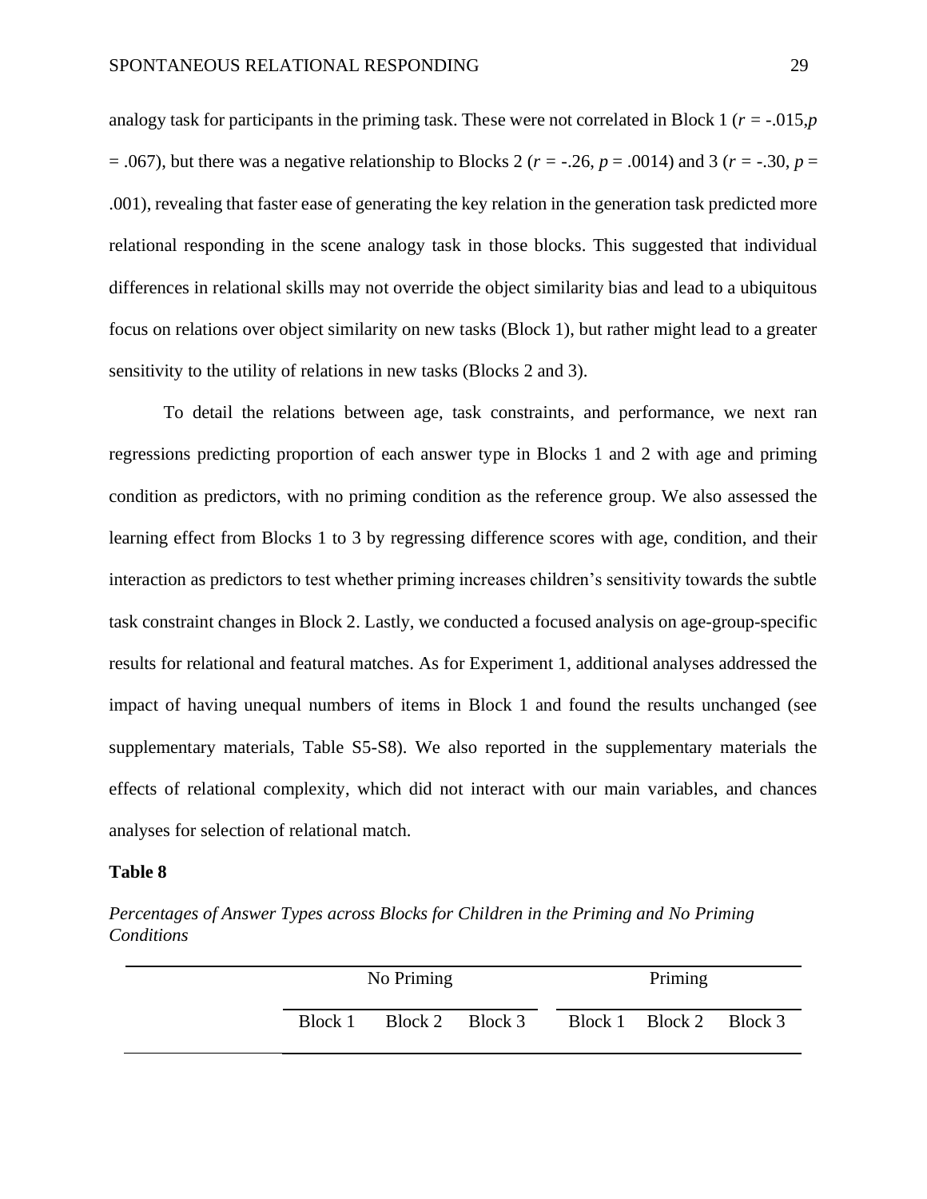analogy task for participants in the priming task. These were not correlated in Block 1 ($r$ = -.015, $p$ = .067), but there was a negative relationship to Blocks 2 ($r$ = -.26, $p$ = .0014) and 3 ($r$ = -.30, $p$ = .001), revealing that faster ease of generating the key relation in the generation task predicted more relational responding in the scene analogy task in those blocks. This suggested that individual differences in relational skills may not override the object similarity bias and lead to a ubiquitous focus on relations over object similarity on new tasks (Block 1), but rather might lead to a greater sensitivity to the utility of relations in new tasks (Blocks 2 and 3).

To detail the relations between age, task constraints, and performance, we next ran regressions predicting proportion of each answer type in Blocks 1 and 2 with age and priming condition as predictors, with no priming condition as the reference group. We also assessed the learning effect from Blocks 1 to 3 by regressing difference scores with age, condition, and their interaction as predictors to test whether priming increases children's sensitivity towards the subtle task constraint changes in Block 2. Lastly, we conducted a focused analysis on age-group-specific results for relational and featural matches. As for Experiment 1, additional analyses addressed the impact of having unequal numbers of items in Block 1 and found the results unchanged (see supplementary materials, Table S5-S8). We also reported in the supplementary materials the effects of relational complexity, which did not interact with our main variables, and chances analyses for selection of relational match.

**Table 8**

*Percentages of Answer Types across Blocks for Children in the Priming and No Priming Conditions*

| | No Priming | | | Priming | | |
|---|---|---|---|---|---|---|
| | Block 1 | Block 2 | Block 3 | Block 1 | Block 2 | Block 3 |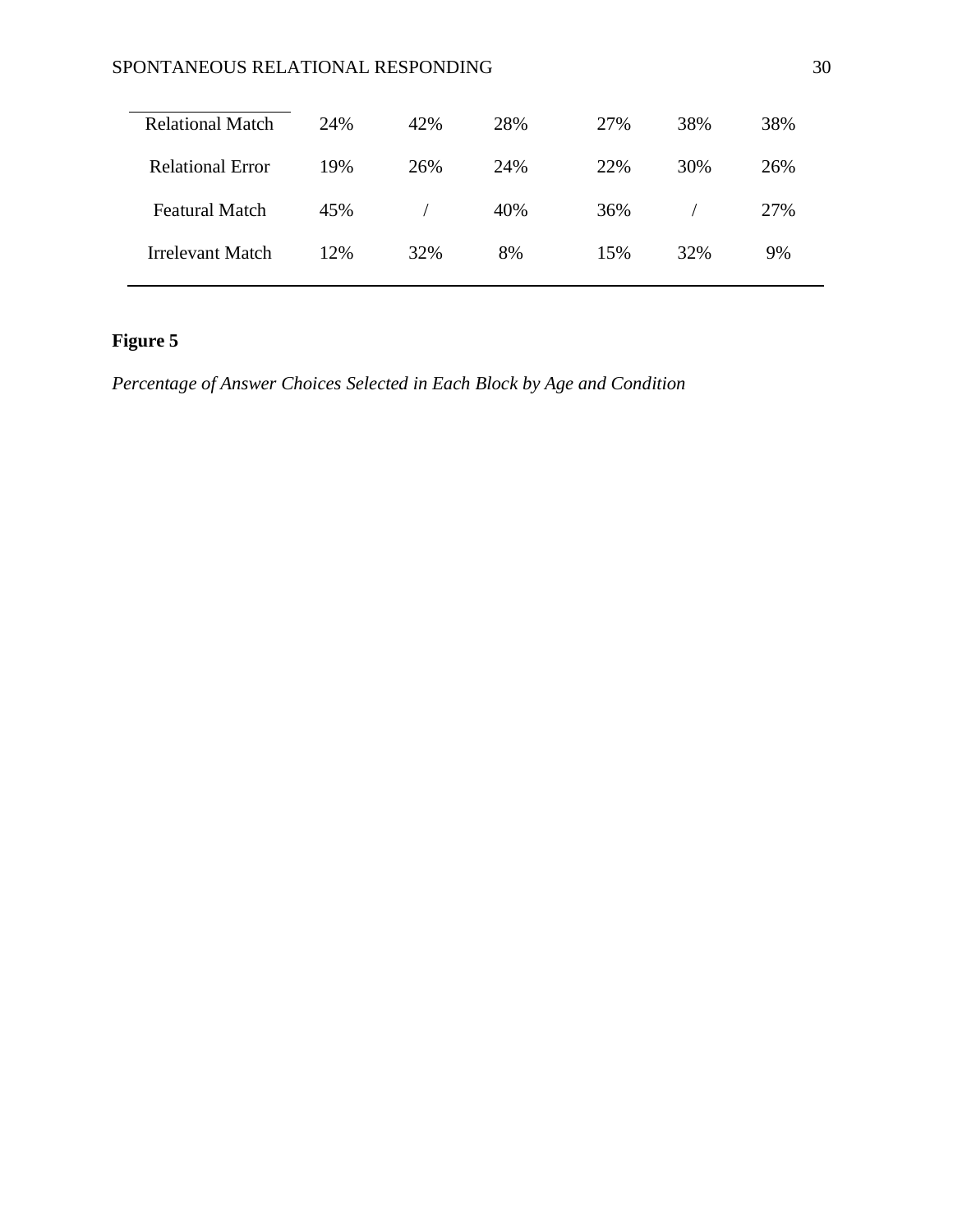| | | | | | | |
|---|---|---|---|---|---|---|
| Relational Match | 24% | 42% | 28% | 27% | 38% | 38% |
| Relational Error | 19% | 26% | 24% | 22% | 30% | 26% |
| Featural Match | 45% | / | 40% | 36% | / | 27% |
| Irrelevant Match | 12% | 32% | 8% | 15% | 32% | 9% |

**Figure 5**

*Percentage of Answer Choices Selected in Each Block by Age and Condition*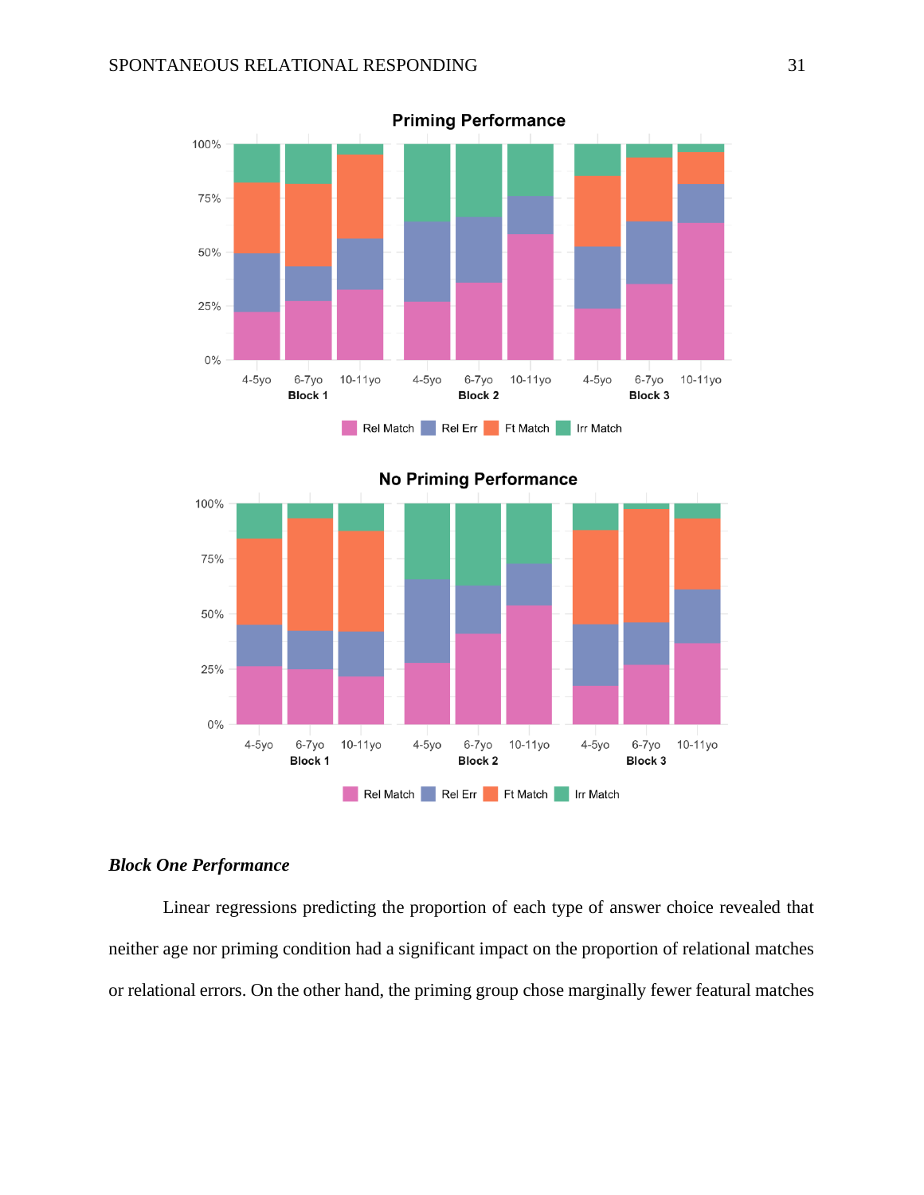### *Block One Performance*

Linear regressions predicting the proportion of each type of answer choice revealed that neither age nor priming condition had a significant impact on the proportion of relational matches or relational errors. On the other hand, the priming group chose marginally fewer featural matches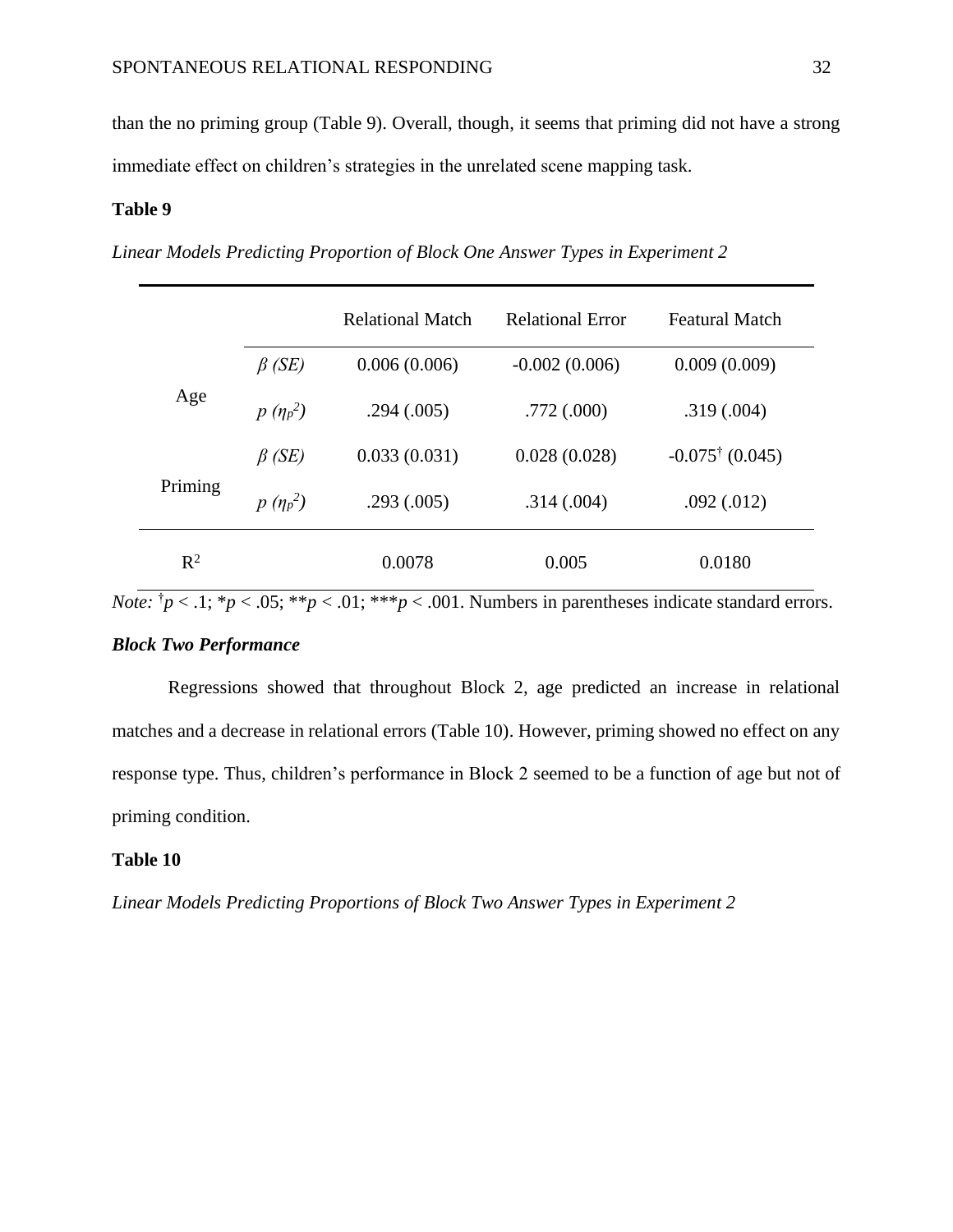than the no priming group (Table 9). Overall, though, it seems that priming did not have a strong immediate effect on children's strategies in the unrelated scene mapping task.

**Table 9**

*Linear Models Predicting Proportion of Block One Answer Types in Experiment 2*

| | | Relational Match | Relational Error | Featural Match |
|---|---|---|---|---|
| Age | $\beta$ *(SE)* | 0.006 (0.006) | -0.002 (0.006) | 0.009 (0.009) |
| | $p$ $(\eta_p^2)$ | .294 (.005) | .772 (.000) | .319 (.004) |
| Priming | $\beta$ *(SE)* | 0.033 (0.031) | 0.028 (0.028) | $-0.075^{\dagger}$ (0.045) |
| | $p$ $(\eta_p^2)$ | .293 (.005) | .314 (.004) | .092 (.012) |
| $R^2$ | | 0.0078 | 0.005 | 0.0180 |

*Note:* $^{\dagger}p < .1$; $^{*}p < .05$; $^{**}p < .01$; $^{***}p < .001$. Numbers in parentheses indicate standard errors.

### *Block Two Performance*

Regressions showed that throughout Block 2, age predicted an increase in relational matches and a decrease in relational errors (Table 10). However, priming showed no effect on any response type. Thus, children's performance in Block 2 seemed to be a function of age but not of priming condition.

**Table 10**

*Linear Models Predicting Proportions of Block Two Answer Types in Experiment 2*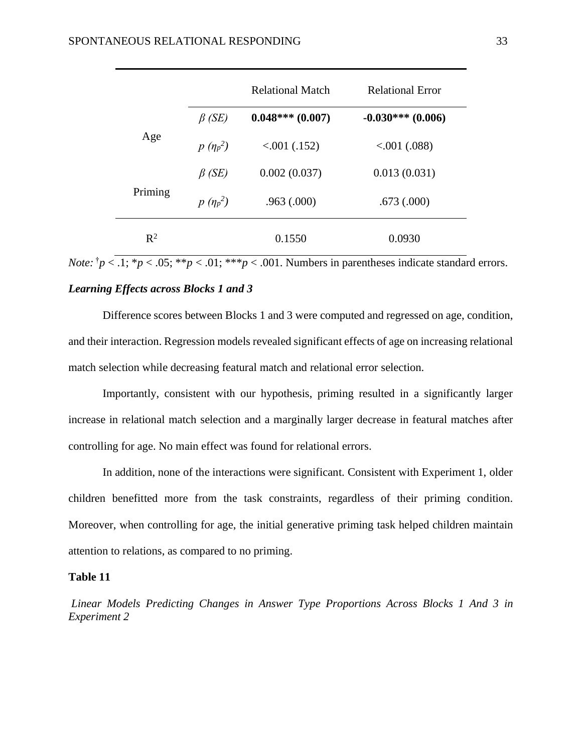| | | Relational Match | Relational Error |
|---|---|---|---|
| Age | $\beta$ *(SE)* | **0.048\*\*\* (0.007)** | **-0.030\*\*\* (0.006)** |
| | $p$ $(\eta_p^2)$ | <.001 (.152) | <.001 (.088) |
| Priming | $\beta$ *(SE)* | 0.002 (0.037) | 0.013 (0.031) |
| | $p$ $(\eta_p^2)$ | .963 (.000) | .673 (.000) |
| $R^2$ | | 0.1550 | 0.0930 |

*Note:* $^{\dagger}p < .1$; $^{*}p < .05$; $^{**}p < .01$; $^{***}p < .001$. Numbers in parentheses indicate standard errors.

### ***Learning Effects across Blocks 1 and 3***

Difference scores between Blocks 1 and 3 were computed and regressed on age, condition, and their interaction. Regression models revealed significant effects of age on increasing relational match selection while decreasing featural match and relational error selection.

Importantly, consistent with our hypothesis, priming resulted in a significantly larger increase in relational match selection and a marginally larger decrease in featural matches after controlling for age. No main effect was found for relational errors.

In addition, none of the interactions were significant. Consistent with Experiment 1, older children benefitted more from the task constraints, regardless of their priming condition. Moreover, when controlling for age, the initial generative priming task helped children maintain attention to relations, as compared to no priming.

**Table 11**

*Linear Models Predicting Changes in Answer Type Proportions Across Blocks 1 And 3 in Experiment 2*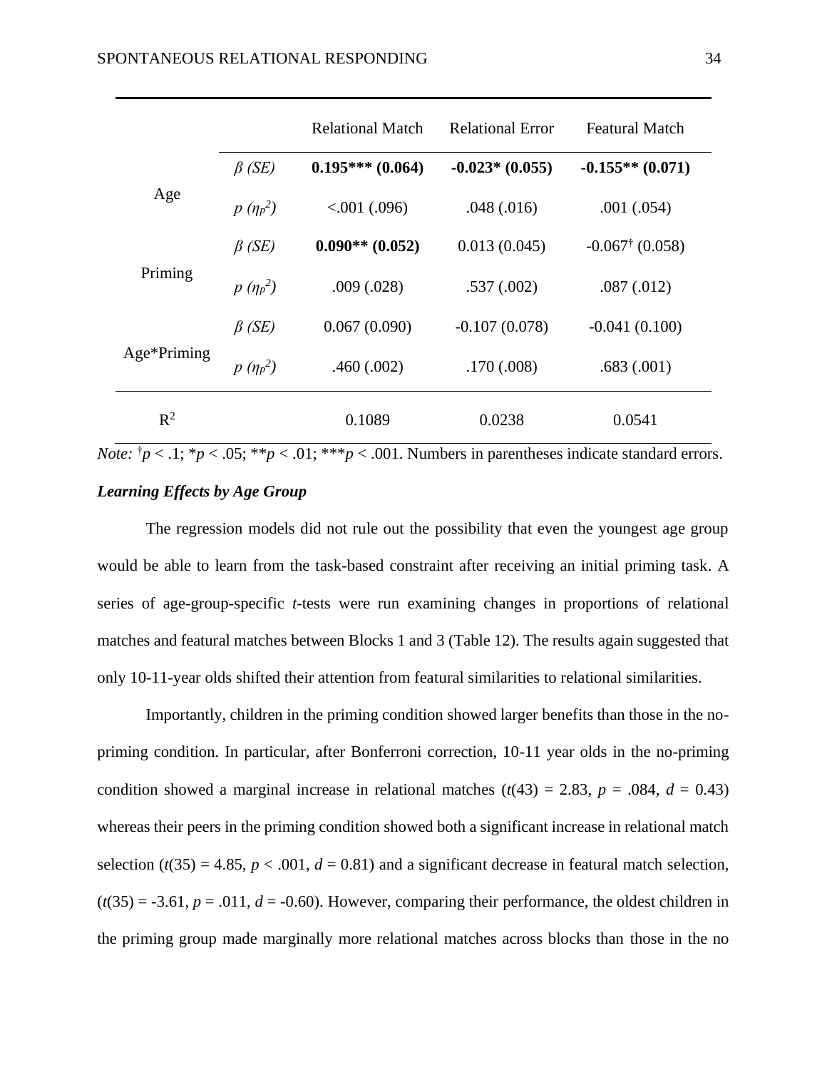| | | Relational Match | Relational Error | Featural Match |
|---|---|---|---|---|
| Age | $\beta$ *(SE)* | **0.195*** (0.064)** | **-0.023* (0.055)** | **-0.155** (0.071)** |
| | $p$ $(\eta_p^2)$ | <.001 (.096) | .048 (.016) | .001 (.054) |
| Priming | $\beta$ *(SE)* | **0.090** (0.052)** | 0.013 (0.045) | $-0.067^{\dagger}$ (0.058) |
| | $p$ $(\eta_p^2)$ | .009 (.028) | .537 (.002) | .087 (.012) |
| Age*Priming | $\beta$ *(SE)* | 0.067 (0.090) | -0.107 (0.078) | -0.041 (0.100) |
| | $p$ $(\eta_p^2)$ | .460 (.002) | .170 (.008) | .683 (.001) |
| $R^2$ | | 0.1089 | 0.0238 | 0.0541 |

*Note:* $^{\dagger}p < .1$; $^{*}p < .05$; $^{**}p < .01$; $^{***}p < .001$. Numbers in parentheses indicate standard errors.

***Learning Effects by Age Group***

The regression models did not rule out the possibility that even the youngest age group would be able to learn from the task-based constraint after receiving an initial priming task. A series of age-group-specific *t*-tests were run examining changes in proportions of relational matches and featural matches between Blocks 1 and 3 (Table 12). The results again suggested that only 10-11-year olds shifted their attention from featural similarities to relational similarities.

Importantly, children in the priming condition showed larger benefits than those in the no-priming condition. In particular, after Bonferroni correction, 10-11 year olds in the no-priming condition showed a marginal increase in relational matches ($t(43) = 2.83$, $p = .084$, $d = 0.43$) whereas their peers in the priming condition showed both a significant increase in relational match selection ($t(35) = 4.85$, $p < .001$, $d = 0.81$) and a significant decrease in featural match selection, ($t(35) = -3.61$, $p = .011$, $d = -0.60$). However, comparing their performance, the oldest children in the priming group made marginally more relational matches across blocks than those in the no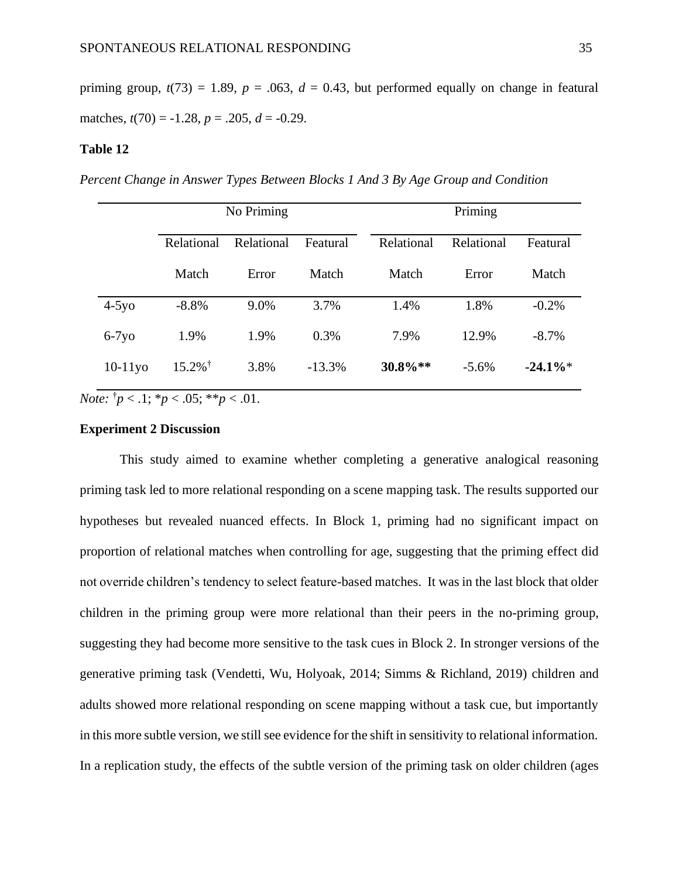priming group, $t(73) = 1.89$, $p = .063$, $d = 0.43$, but performed equally on change in featural matches, $t(70) = -1.28$, $p = .205$, $d = -0.29$.

**Table 12**

*Percent Change in Answer Types Between Blocks 1 And 3 By Age Group and Condition*

| | No Priming | | | Priming | | |
|---|---|---|---|---|---|---|
| | Relational Match | Relational Error | Featural Match | Relational Match | Relational Error | Featural Match |
| 4-5yo | -8.8% | 9.0% | 3.7% | 1.4% | 1.8% | -0.2% |
| 6-7yo | 1.9% | 1.9% | 0.3% | 7.9% | 12.9% | -8.7% |
| 10-11yo | 15.2%[†] | 3.8% | -13.3% | **30.8%\*\*** | -5.6% | **-24.1%**\* |

*Note:* [†]$p < .1$; \*$p < .05$; \*\*$p < .01$.

### Experiment 2 Discussion

This study aimed to examine whether completing a generative analogical reasoning priming task led to more relational responding on a scene mapping task. The results supported our hypotheses but revealed nuanced effects. In Block 1, priming had no significant impact on proportion of relational matches when controlling for age, suggesting that the priming effect did not override children's tendency to select feature-based matches. It was in the last block that older children in the priming group were more relational than their peers in the no-priming group, suggesting they had become more sensitive to the task cues in Block 2. In stronger versions of the generative priming task (Vendetti, Wu, Holyoak, 2014; Simms & Richland, 2019) children and adults showed more relational responding on scene mapping without a task cue, but importantly in this more subtle version, we still see evidence for the shift in sensitivity to relational information. In a replication study, the effects of the subtle version of the priming task on older children (ages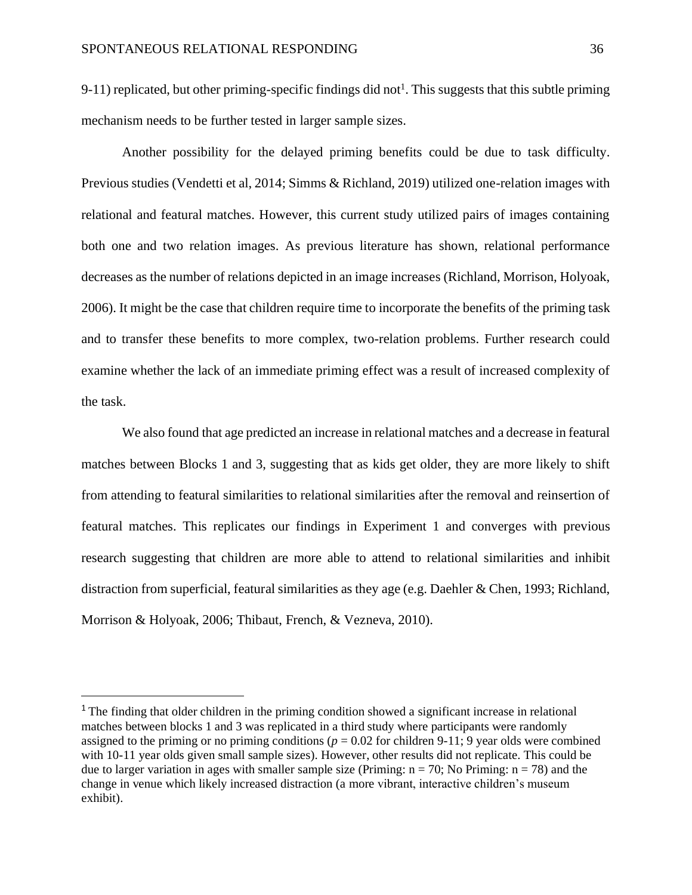9-11) replicated, but other priming-specific findings did not[1]. This suggests that this subtle priming mechanism needs to be further tested in larger sample sizes.

Another possibility for the delayed priming benefits could be due to task difficulty. Previous studies (Vendetti et al, 2014; Simms & Richland, 2019) utilized one-relation images with relational and featural matches. However, this current study utilized pairs of images containing both one and two relation images. As previous literature has shown, relational performance decreases as the number of relations depicted in an image increases (Richland, Morrison, Holyoak, 2006). It might be the case that children require time to incorporate the benefits of the priming task and to transfer these benefits to more complex, two-relation problems. Further research could examine whether the lack of an immediate priming effect was a result of increased complexity of the task.

We also found that age predicted an increase in relational matches and a decrease in featural matches between Blocks 1 and 3, suggesting that as kids get older, they are more likely to shift from attending to featural similarities to relational similarities after the removal and reinsertion of featural matches. This replicates our findings in Experiment 1 and converges with previous research suggesting that children are more able to attend to relational similarities and inhibit distraction from superficial, featural similarities as they age (e.g. Daehler & Chen, 1993; Richland, Morrison & Holyoak, 2006; Thibaut, French, & Vezneva, 2010).

---

[1] The finding that older children in the priming condition showed a significant increase in relational matches between blocks 1 and 3 was replicated in a third study where participants were randomly assigned to the priming or no priming conditions ($p = 0.02$ for children 9-11; 9 year olds were combined with 10-11 year olds given small sample sizes). However, other results did not replicate. This could be due to larger variation in ages with smaller sample size (Priming: $n = 70$; No Priming: $n = 78$) and the change in venue which likely increased distraction (a more vibrant, interactive children's museum exhibit).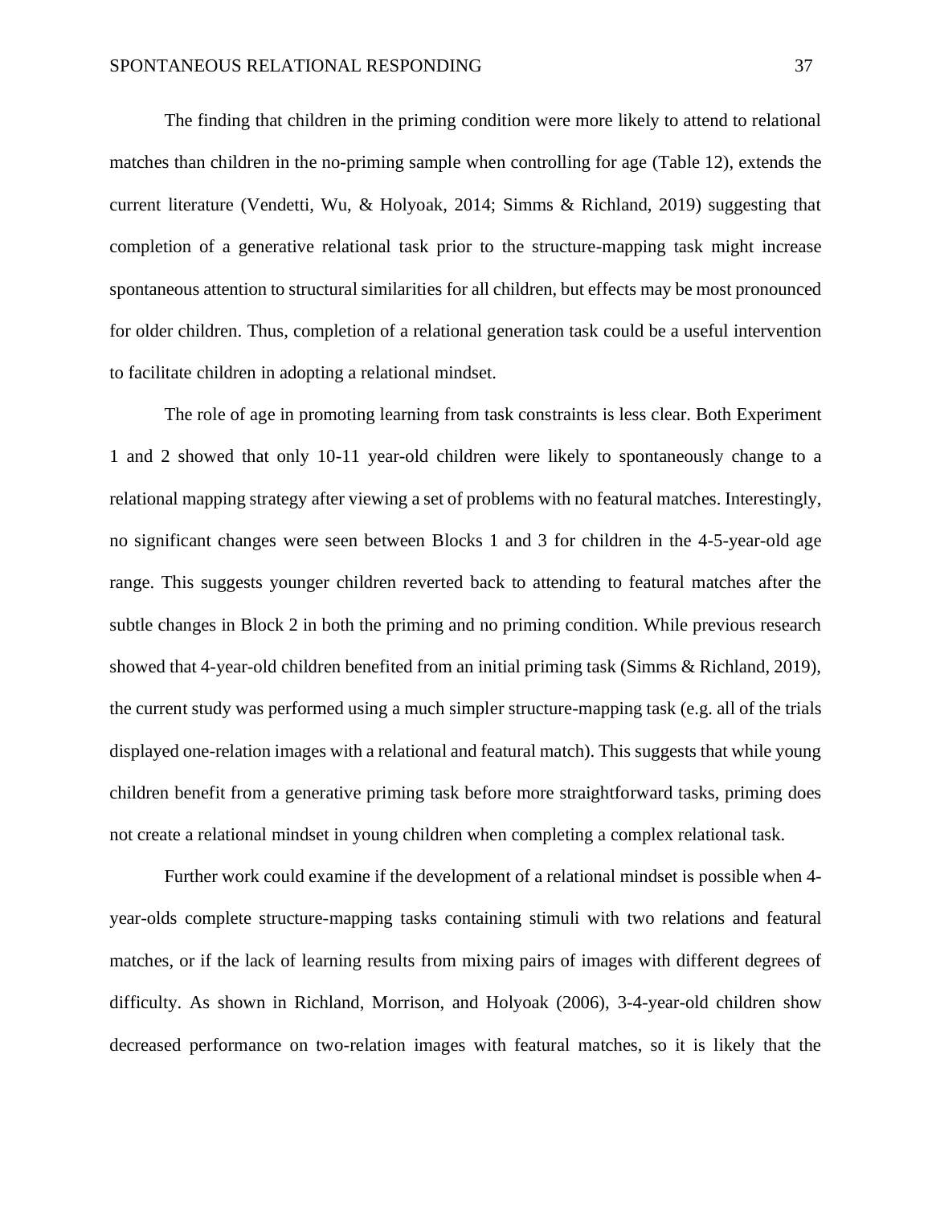The finding that children in the priming condition were more likely to attend to relational matches than children in the no-priming sample when controlling for age (Table 12), extends the current literature (Vendetti, Wu, & Holyoak, 2014; Simms & Richland, 2019) suggesting that completion of a generative relational task prior to the structure-mapping task might increase spontaneous attention to structural similarities for all children, but effects may be most pronounced for older children. Thus, completion of a relational generation task could be a useful intervention to facilitate children in adopting a relational mindset.

The role of age in promoting learning from task constraints is less clear. Both Experiment 1 and 2 showed that only 10-11 year-old children were likely to spontaneously change to a relational mapping strategy after viewing a set of problems with no featural matches. Interestingly, no significant changes were seen between Blocks 1 and 3 for children in the 4-5-year-old age range. This suggests younger children reverted back to attending to featural matches after the subtle changes in Block 2 in both the priming and no priming condition. While previous research showed that 4-year-old children benefited from an initial priming task (Simms & Richland, 2019), the current study was performed using a much simpler structure-mapping task (e.g. all of the trials displayed one-relation images with a relational and featural match). This suggests that while young children benefit from a generative priming task before more straightforward tasks, priming does not create a relational mindset in young children when completing a complex relational task.

Further work could examine if the development of a relational mindset is possible when 4-year-olds complete structure-mapping tasks containing stimuli with two relations and featural matches, or if the lack of learning results from mixing pairs of images with different degrees of difficulty. As shown in Richland, Morrison, and Holyoak (2006), 3-4-year-old children show decreased performance on two-relation images with featural matches, so it is likely that the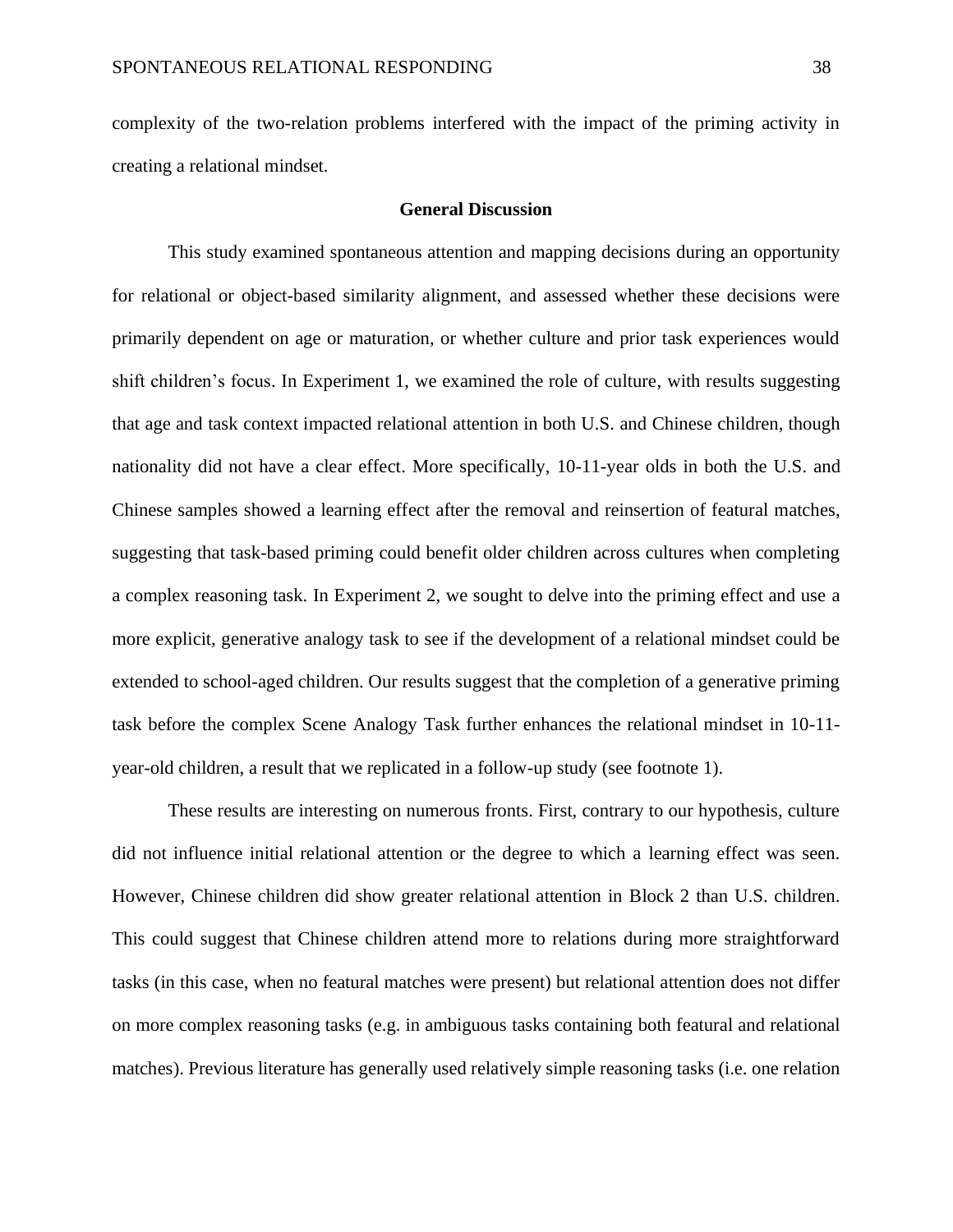complexity of the two-relation problems interfered with the impact of the priming activity in creating a relational mindset.

## General Discussion

This study examined spontaneous attention and mapping decisions during an opportunity for relational or object-based similarity alignment, and assessed whether these decisions were primarily dependent on age or maturation, or whether culture and prior task experiences would shift children's focus. In Experiment 1, we examined the role of culture, with results suggesting that age and task context impacted relational attention in both U.S. and Chinese children, though nationality did not have a clear effect. More specifically, 10-11-year olds in both the U.S. and Chinese samples showed a learning effect after the removal and reinsertion of featural matches, suggesting that task-based priming could benefit older children across cultures when completing a complex reasoning task. In Experiment 2, we sought to delve into the priming effect and use a more explicit, generative analogy task to see if the development of a relational mindset could be extended to school-aged children. Our results suggest that the completion of a generative priming task before the complex Scene Analogy Task further enhances the relational mindset in 10-11-year-old children, a result that we replicated in a follow-up study (see footnote 1).

These results are interesting on numerous fronts. First, contrary to our hypothesis, culture did not influence initial relational attention or the degree to which a learning effect was seen. However, Chinese children did show greater relational attention in Block 2 than U.S. children. This could suggest that Chinese children attend more to relations during more straightforward tasks (in this case, when no featural matches were present) but relational attention does not differ on more complex reasoning tasks (e.g. in ambiguous tasks containing both featural and relational matches). Previous literature has generally used relatively simple reasoning tasks (i.e. one relation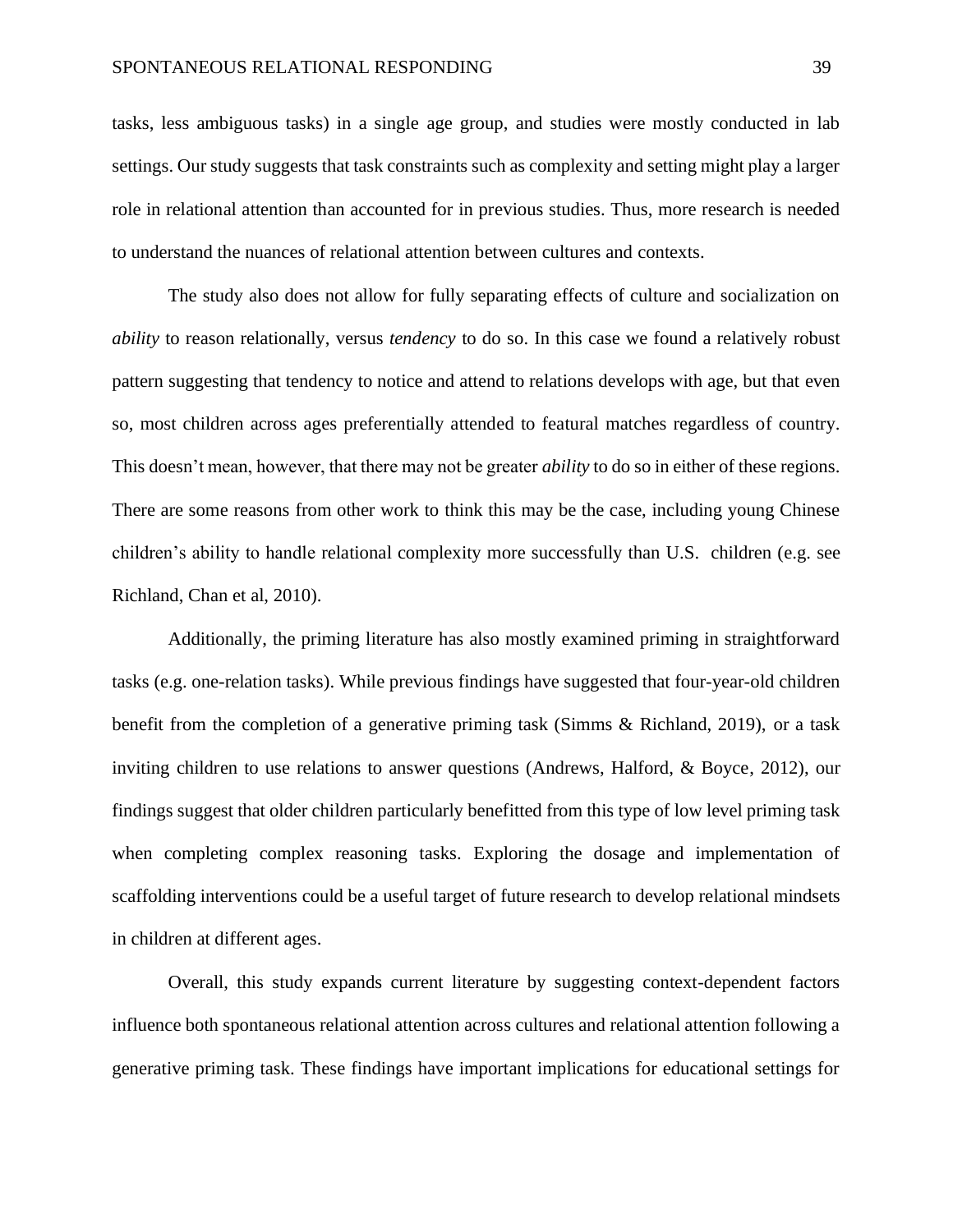tasks, less ambiguous tasks) in a single age group, and studies were mostly conducted in lab settings. Our study suggests that task constraints such as complexity and setting might play a larger role in relational attention than accounted for in previous studies. Thus, more research is needed to understand the nuances of relational attention between cultures and contexts.

The study also does not allow for fully separating effects of culture and socialization on *ability* to reason relationally, versus *tendency* to do so. In this case we found a relatively robust pattern suggesting that tendency to notice and attend to relations develops with age, but that even so, most children across ages preferentially attended to featural matches regardless of country. This doesn't mean, however, that there may not be greater *ability* to do so in either of these regions. There are some reasons from other work to think this may be the case, including young Chinese children's ability to handle relational complexity more successfully than U.S. children (e.g. see Richland, Chan et al, 2010).

Additionally, the priming literature has also mostly examined priming in straightforward tasks (e.g. one-relation tasks). While previous findings have suggested that four-year-old children benefit from the completion of a generative priming task (Simms & Richland, 2019), or a task inviting children to use relations to answer questions (Andrews, Halford, & Boyce, 2012), our findings suggest that older children particularly benefitted from this type of low level priming task when completing complex reasoning tasks. Exploring the dosage and implementation of scaffolding interventions could be a useful target of future research to develop relational mindsets in children at different ages.

Overall, this study expands current literature by suggesting context-dependent factors influence both spontaneous relational attention across cultures and relational attention following a generative priming task. These findings have important implications for educational settings for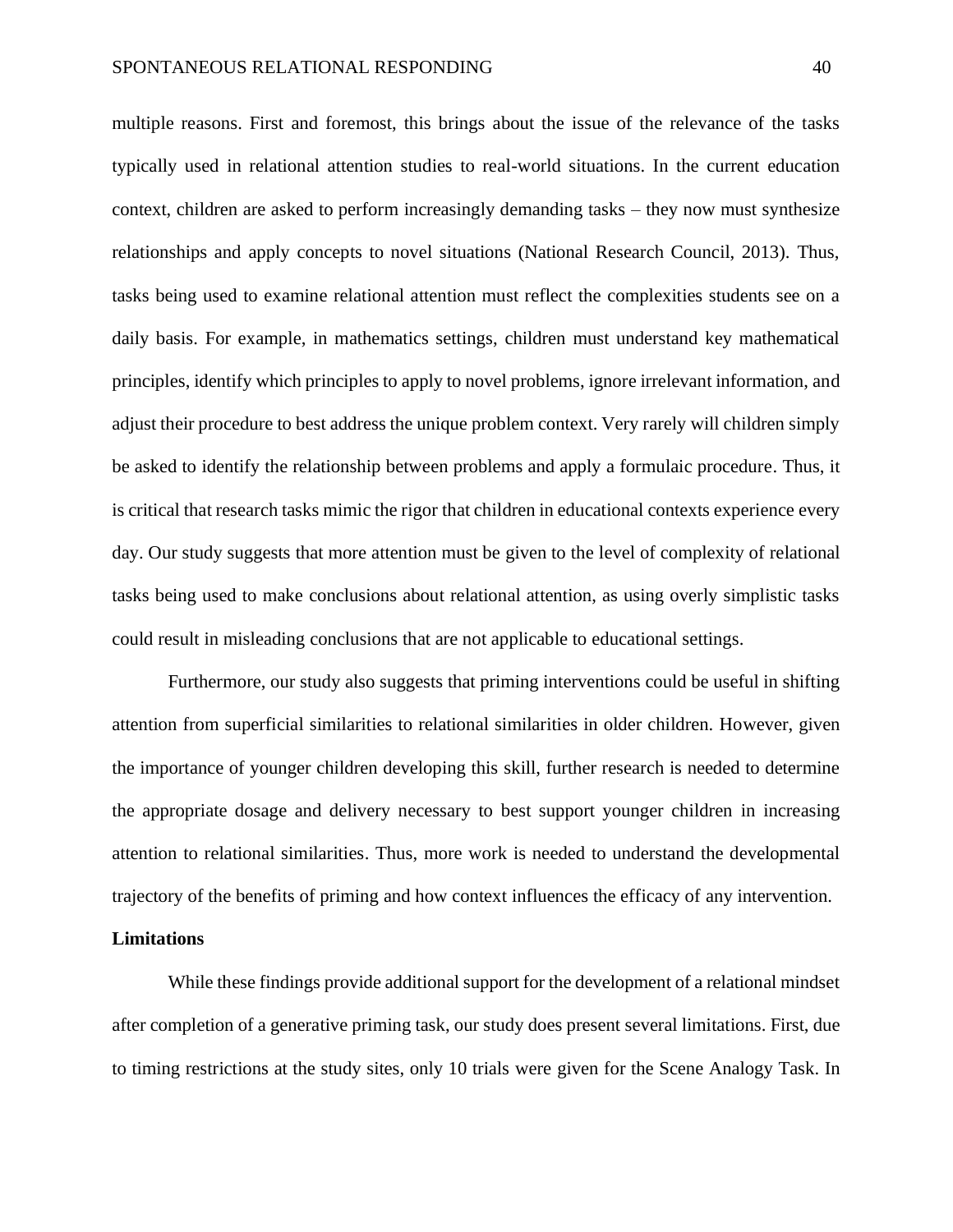multiple reasons. First and foremost, this brings about the issue of the relevance of the tasks typically used in relational attention studies to real-world situations. In the current education context, children are asked to perform increasingly demanding tasks – they now must synthesize relationships and apply concepts to novel situations (National Research Council, 2013). Thus, tasks being used to examine relational attention must reflect the complexities students see on a daily basis. For example, in mathematics settings, children must understand key mathematical principles, identify which principles to apply to novel problems, ignore irrelevant information, and adjust their procedure to best address the unique problem context. Very rarely will children simply be asked to identify the relationship between problems and apply a formulaic procedure. Thus, it is critical that research tasks mimic the rigor that children in educational contexts experience every day. Our study suggests that more attention must be given to the level of complexity of relational tasks being used to make conclusions about relational attention, as using overly simplistic tasks could result in misleading conclusions that are not applicable to educational settings.

Furthermore, our study also suggests that priming interventions could be useful in shifting attention from superficial similarities to relational similarities in older children. However, given the importance of younger children developing this skill, further research is needed to determine the appropriate dosage and delivery necessary to best support younger children in increasing attention to relational similarities. Thus, more work is needed to understand the developmental trajectory of the benefits of priming and how context influences the efficacy of any intervention.

**Limitations**

While these findings provide additional support for the development of a relational mindset after completion of a generative priming task, our study does present several limitations. First, due to timing restrictions at the study sites, only 10 trials were given for the Scene Analogy Task. In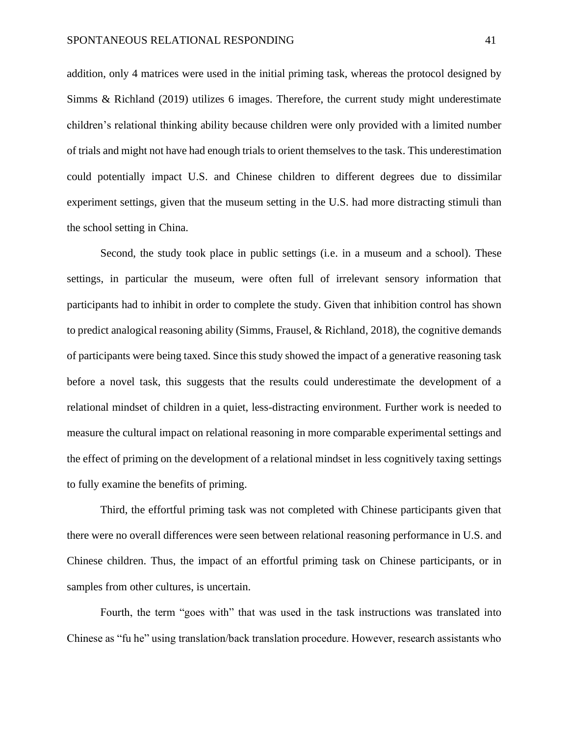addition, only 4 matrices were used in the initial priming task, whereas the protocol designed by Simms & Richland (2019) utilizes 6 images. Therefore, the current study might underestimate children's relational thinking ability because children were only provided with a limited number of trials and might not have had enough trials to orient themselves to the task. This underestimation could potentially impact U.S. and Chinese children to different degrees due to dissimilar experiment settings, given that the museum setting in the U.S. had more distracting stimuli than the school setting in China.

Second, the study took place in public settings (i.e. in a museum and a school). These settings, in particular the museum, were often full of irrelevant sensory information that participants had to inhibit in order to complete the study. Given that inhibition control has shown to predict analogical reasoning ability (Simms, Frausel, & Richland, 2018), the cognitive demands of participants were being taxed. Since this study showed the impact of a generative reasoning task before a novel task, this suggests that the results could underestimate the development of a relational mindset of children in a quiet, less-distracting environment. Further work is needed to measure the cultural impact on relational reasoning in more comparable experimental settings and the effect of priming on the development of a relational mindset in less cognitively taxing settings to fully examine the benefits of priming.

Third, the effortful priming task was not completed with Chinese participants given that there were no overall differences were seen between relational reasoning performance in U.S. and Chinese children. Thus, the impact of an effortful priming task on Chinese participants, or in samples from other cultures, is uncertain.

Fourth, the term "goes with" that was used in the task instructions was translated into Chinese as "fu he" using translation/back translation procedure. However, research assistants who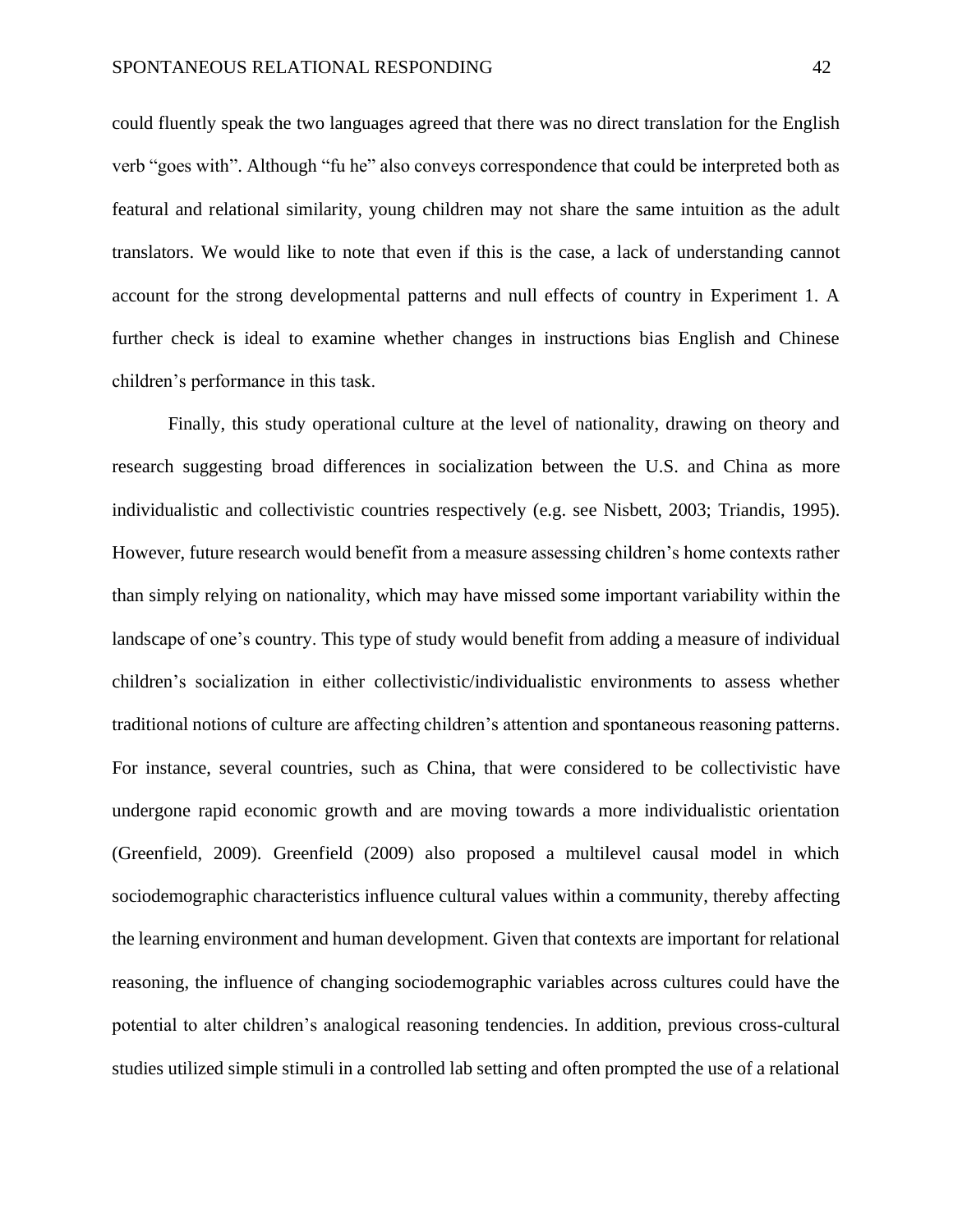could fluently speak the two languages agreed that there was no direct translation for the English verb “goes with”. Although “fu he” also conveys correspondence that could be interpreted both as featural and relational similarity, young children may not share the same intuition as the adult translators. We would like to note that even if this is the case, a lack of understanding cannot account for the strong developmental patterns and null effects of country in Experiment 1. A further check is ideal to examine whether changes in instructions bias English and Chinese children’s performance in this task.

Finally, this study operational culture at the level of nationality, drawing on theory and research suggesting broad differences in socialization between the U.S. and China as more individualistic and collectivistic countries respectively (e.g. see Nisbett, 2003; Triandis, 1995). However, future research would benefit from a measure assessing children’s home contexts rather than simply relying on nationality, which may have missed some important variability within the landscape of one’s country. This type of study would benefit from adding a measure of individual children’s socialization in either collectivistic/individualistic environments to assess whether traditional notions of culture are affecting children’s attention and spontaneous reasoning patterns. For instance, several countries, such as China, that were considered to be collectivistic have undergone rapid economic growth and are moving towards a more individualistic orientation (Greenfield, 2009). Greenfield (2009) also proposed a multilevel causal model in which sociodemographic characteristics influence cultural values within a community, thereby affecting the learning environment and human development. Given that contexts are important for relational reasoning, the influence of changing sociodemographic variables across cultures could have the potential to alter children’s analogical reasoning tendencies. In addition, previous cross-cultural studies utilized simple stimuli in a controlled lab setting and often prompted the use of a relational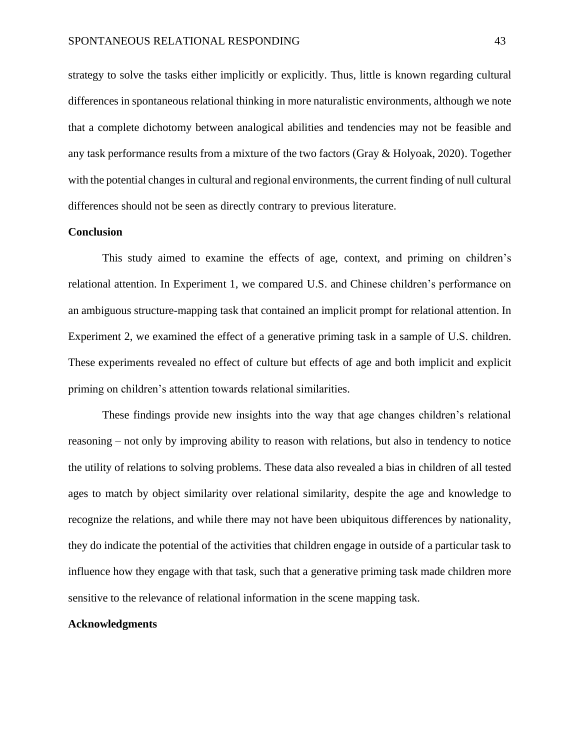strategy to solve the tasks either implicitly or explicitly. Thus, little is known regarding cultural differences in spontaneous relational thinking in more naturalistic environments, although we note that a complete dichotomy between analogical abilities and tendencies may not be feasible and any task performance results from a mixture of the two factors (Gray & Holyoak, 2020). Together with the potential changes in cultural and regional environments, the current finding of null cultural differences should not be seen as directly contrary to previous literature.

## Conclusion

This study aimed to examine the effects of age, context, and priming on children's relational attention. In Experiment 1, we compared U.S. and Chinese children's performance on an ambiguous structure-mapping task that contained an implicit prompt for relational attention. In Experiment 2, we examined the effect of a generative priming task in a sample of U.S. children. These experiments revealed no effect of culture but effects of age and both implicit and explicit priming on children's attention towards relational similarities.

These findings provide new insights into the way that age changes children's relational reasoning – not only by improving ability to reason with relations, but also in tendency to notice the utility of relations to solving problems. These data also revealed a bias in children of all tested ages to match by object similarity over relational similarity, despite the age and knowledge to recognize the relations, and while there may not have been ubiquitous differences by nationality, they do indicate the potential of the activities that children engage in outside of a particular task to influence how they engage with that task, such that a generative priming task made children more sensitive to the relevance of relational information in the scene mapping task.

## Acknowledgments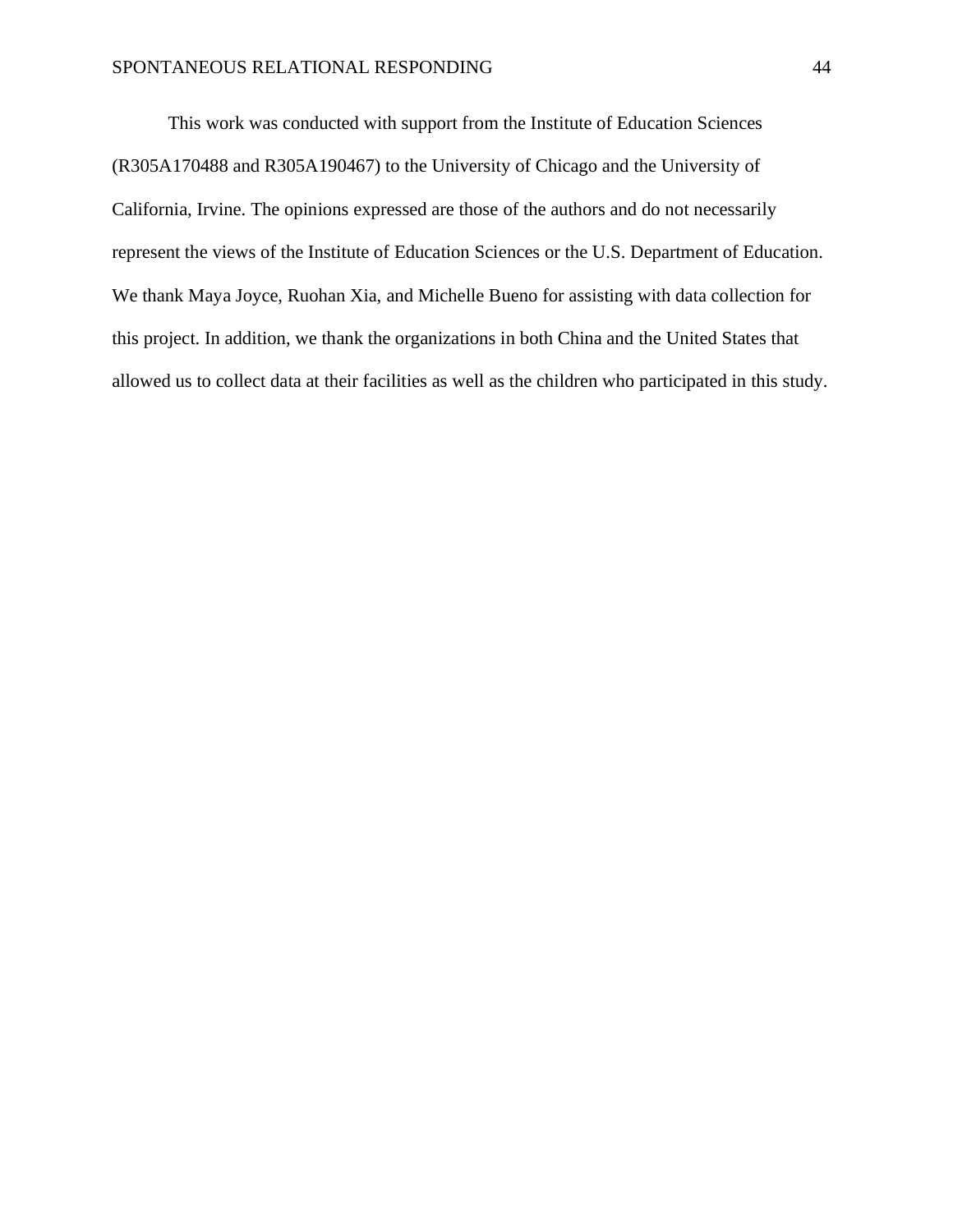This work was conducted with support from the Institute of Education Sciences (R305A170488 and R305A190467) to the University of Chicago and the University of California, Irvine. The opinions expressed are those of the authors and do not necessarily represent the views of the Institute of Education Sciences or the U.S. Department of Education. We thank Maya Joyce, Ruohan Xia, and Michelle Bueno for assisting with data collection for this project. In addition, we thank the organizations in both China and the United States that allowed us to collect data at their facilities as well as the children who participated in this study.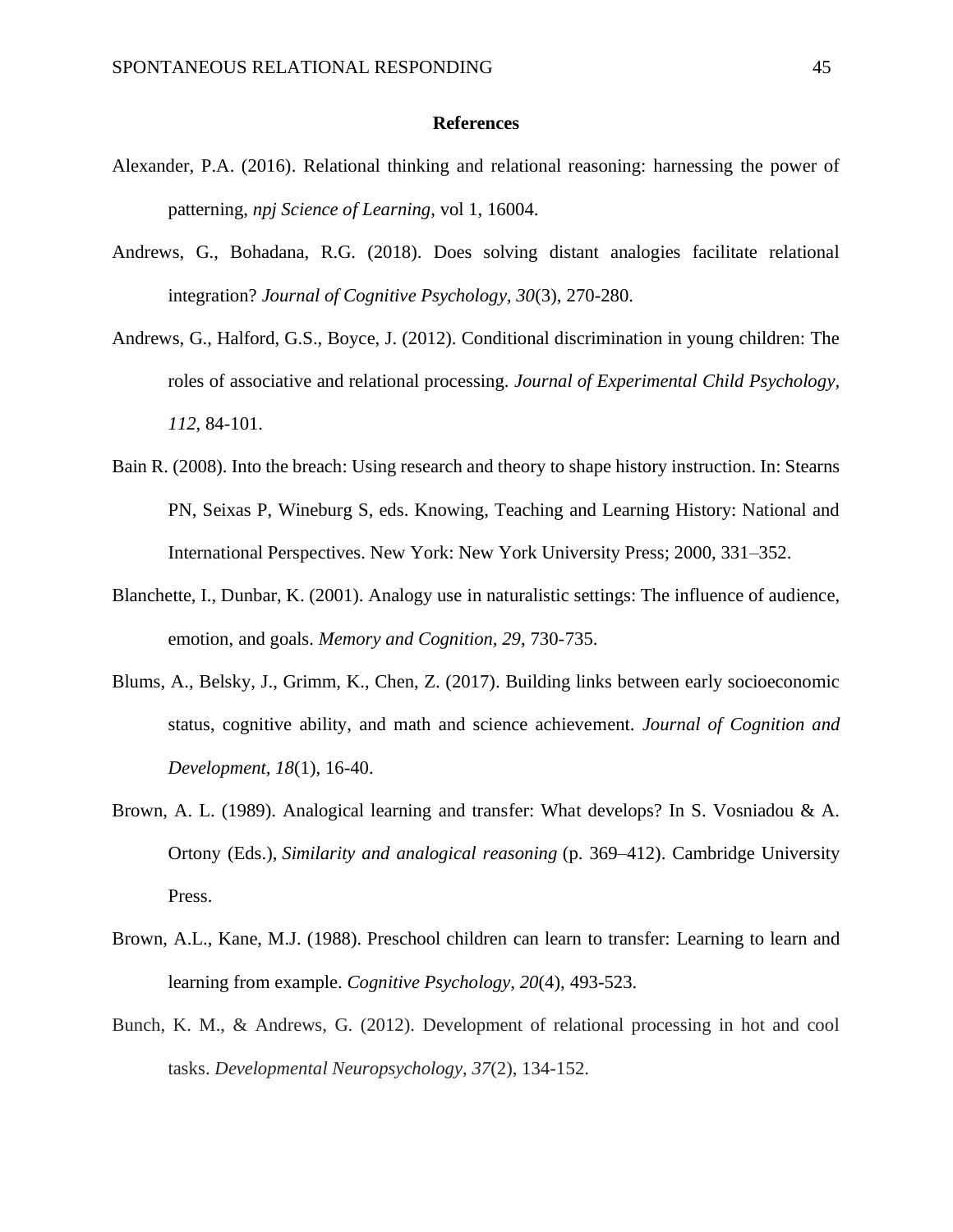**References**

Alexander, P.A. (2016). Relational thinking and relational reasoning: harnessing the power of patterning, *npj Science of Learning,* vol 1, 16004.

Andrews, G., Bohadana, R.G. (2018). Does solving distant analogies facilitate relational integration? *Journal of Cognitive Psychology*, *30*(3), 270-280.

Andrews, G., Halford, G.S., Boyce, J. (2012). Conditional discrimination in young children: The roles of associative and relational processing. *Journal of Experimental Child Psychology, 112*, 84-101.

Bain R. (2008). Into the breach: Using research and theory to shape history instruction. In: Stearns PN, Seixas P, Wineburg S, eds. Knowing, Teaching and Learning History: National and International Perspectives. New York: New York University Press; 2000, 331–352.

Blanchette, I., Dunbar, K. (2001). Analogy use in naturalistic settings: The influence of audience, emotion, and goals. *Memory and Cognition, 29*, 730-735.

Blums, A., Belsky, J., Grimm, K., Chen, Z. (2017). Building links between early socioeconomic status, cognitive ability, and math and science achievement. *Journal of Cognition and Development, 18*(1), 16-40.

Brown, A. L. (1989). Analogical learning and transfer: What develops? In S. Vosniadou & A. Ortony (Eds.), *Similarity and analogical reasoning* (p. 369–412). Cambridge University Press.

Brown, A.L., Kane, M.J. (1988). Preschool children can learn to transfer: Learning to learn and learning from example. *Cognitive Psychology, 20*(4), 493-523.

Bunch, K. M., & Andrews, G. (2012). Development of relational processing in hot and cool tasks. *Developmental Neuropsychology*, *37*(2), 134-152.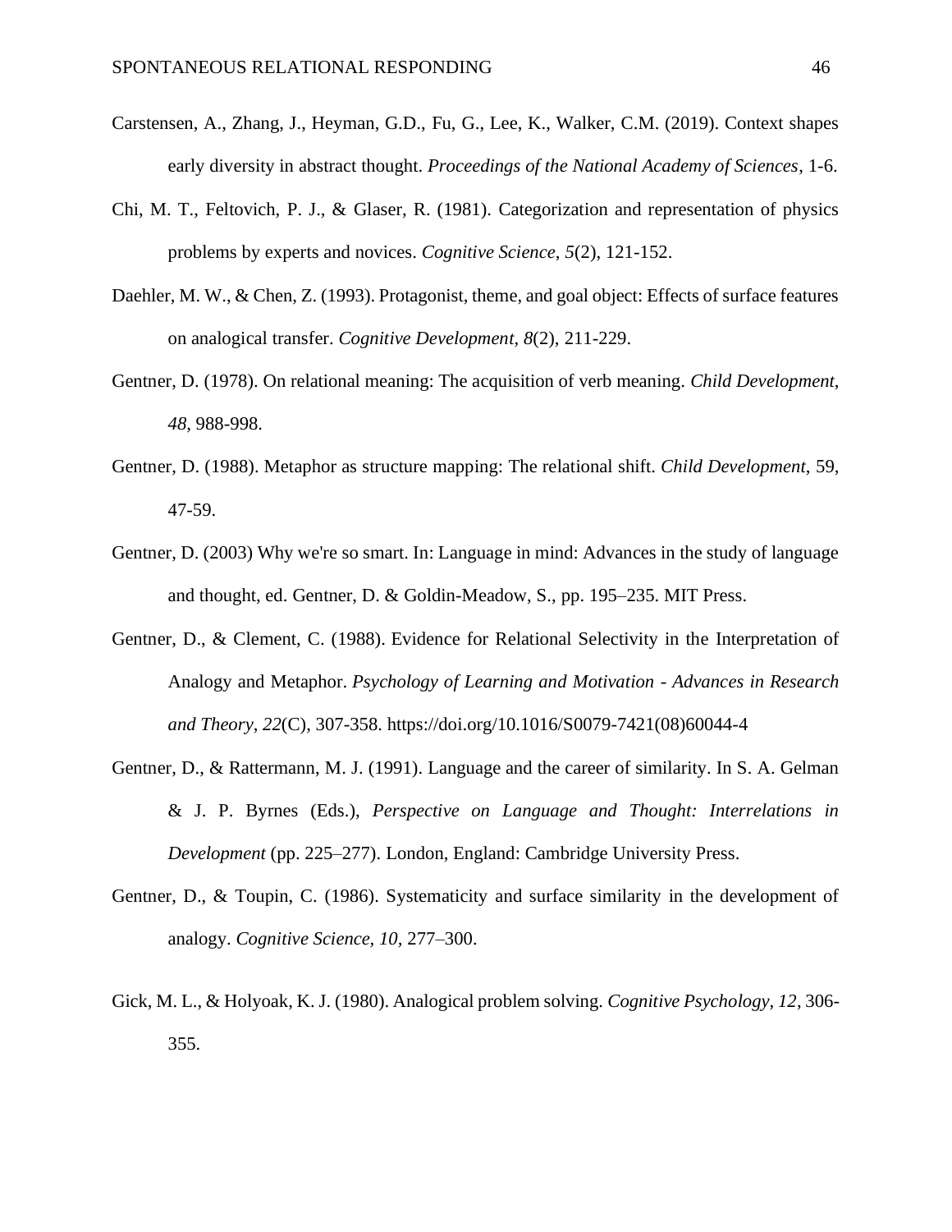Carstensen, A., Zhang, J., Heyman, G.D., Fu, G., Lee, K., Walker, C.M. (2019). Context shapes early diversity in abstract thought. *Proceedings of the National Academy of Sciences*, 1-6.

Chi, M. T., Feltovich, P. J., & Glaser, R. (1981). Categorization and representation of physics problems by experts and novices. *Cognitive Science*, *5*(2), 121-152.

Daehler, M. W., & Chen, Z. (1993). Protagonist, theme, and goal object: Effects of surface features on analogical transfer. *Cognitive Development*, *8*(2), 211-229.

Gentner, D. (1978). On relational meaning: The acquisition of verb meaning. *Child Development*, *48*, 988-998.

Gentner, D. (1988). Metaphor as structure mapping: The relational shift. *Child Development*, 59, 47-59.

Gentner, D. (2003) Why we're so smart. In: Language in mind: Advances in the study of language and thought, ed. Gentner, D. & Goldin-Meadow, S., pp. 195–235. MIT Press.

Gentner, D., & Clement, C. (1988). Evidence for Relational Selectivity in the Interpretation of Analogy and Metaphor. *Psychology of Learning and Motivation - Advances in Research and Theory*, *22*(C), 307-358. https://doi.org/10.1016/S0079-7421(08)60044-4

Gentner, D., & Rattermann, M. J. (1991). Language and the career of similarity. In S. A. Gelman & J. P. Byrnes (Eds.), *Perspective on Language and Thought: Interrelations in Development* (pp. 225–277). London, England: Cambridge University Press.

Gentner, D., & Toupin, C. (1986). Systematicity and surface similarity in the development of analogy. *Cognitive Science, 10,* 277–300.

Gick, M. L., & Holyoak, K. J. (1980). Analogical problem solving. *Cognitive Psychology, 12*, 306-355.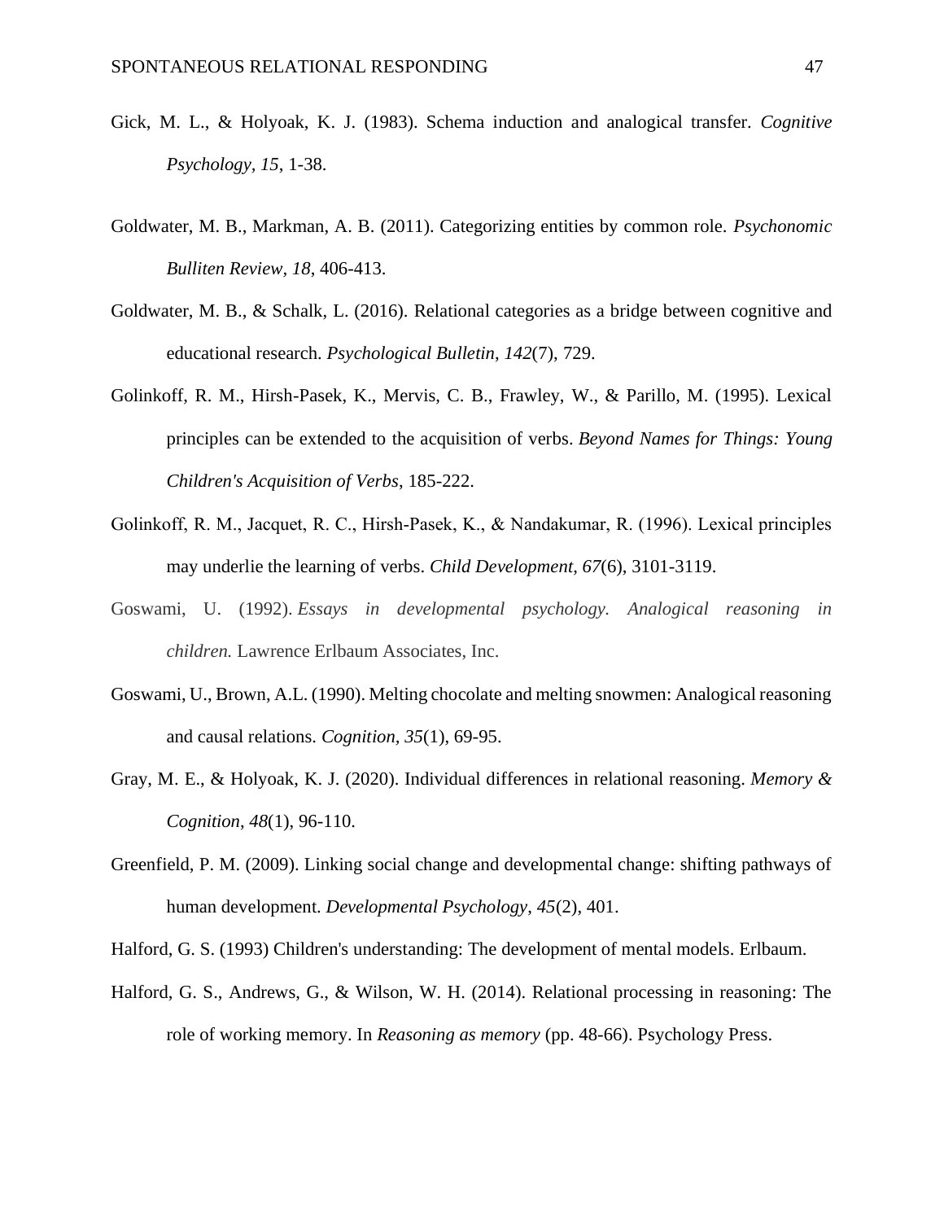Gick, M. L., & Holyoak, K. J. (1983). Schema induction and analogical transfer. *Cognitive Psychology, 15*, 1-38.

Goldwater, M. B., Markman, A. B. (2011). Categorizing entities by common role. *Psychonomic Bulliten Review, 18*, 406-413.

Goldwater, M. B., & Schalk, L. (2016). Relational categories as a bridge between cognitive and educational research. *Psychological Bulletin*, *142*(7), 729.

Golinkoff, R. M., Hirsh-Pasek, K., Mervis, C. B., Frawley, W., & Parillo, M. (1995). Lexical principles can be extended to the acquisition of verbs. *Beyond Names for Things: Young Children's Acquisition of Verbs*, 185-222.

Golinkoff, R. M., Jacquet, R. C., Hirsh-Pasek, K., & Nandakumar, R. (1996). Lexical principles may underlie the learning of verbs. *Child Development*, *67*(6), 3101-3119.

Goswami, U. (1992). *Essays in developmental psychology. Analogical reasoning in children.* Lawrence Erlbaum Associates, Inc.

Goswami, U., Brown, A.L. (1990). Melting chocolate and melting snowmen: Analogical reasoning and causal relations. *Cognition*, *35*(1), 69-95.

Gray, M. E., & Holyoak, K. J. (2020). Individual differences in relational reasoning. *Memory & Cognition*, *48*(1), 96-110.

Greenfield, P. M. (2009). Linking social change and developmental change: shifting pathways of human development. *Developmental Psychology*, *45*(2), 401.

Halford, G. S. (1993) Children's understanding: The development of mental models. Erlbaum.

Halford, G. S., Andrews, G., & Wilson, W. H. (2014). Relational processing in reasoning: The role of working memory. In *Reasoning as memory* (pp. 48-66). Psychology Press.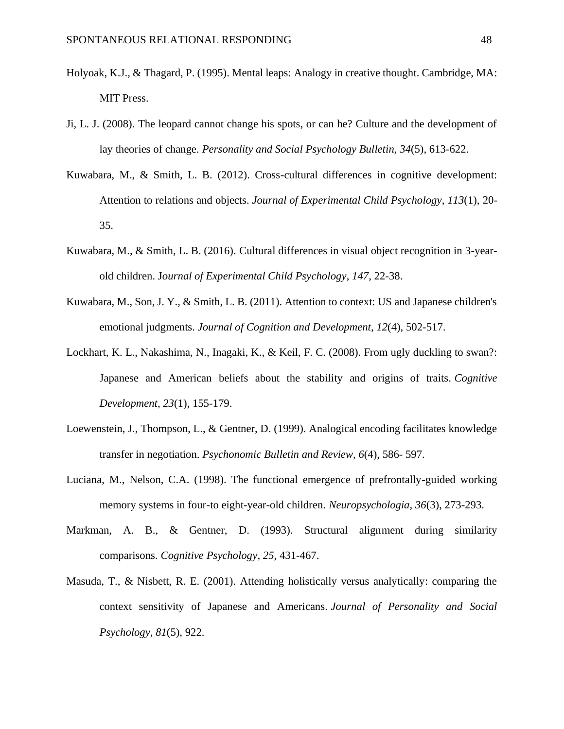Holyoak, K.J., & Thagard, P. (1995). Mental leaps: Analogy in creative thought. Cambridge, MA: MIT Press.

Ji, L. J. (2008). The leopard cannot change his spots, or can he? Culture and the development of lay theories of change. *Personality and Social Psychology Bulletin*, *34*(5), 613-622.

Kuwabara, M., & Smith, L. B. (2012). Cross-cultural differences in cognitive development: Attention to relations and objects. *Journal of Experimental Child Psychology*, *113*(1), 20-35.

Kuwabara, M., & Smith, L. B. (2016). Cultural differences in visual object recognition in 3-year-old children. J*ournal of Experimental Child Psychology*, *147*, 22-38.

Kuwabara, M., Son, J. Y., & Smith, L. B. (2011). Attention to context: US and Japanese children's emotional judgments. *Journal of Cognition and Development*, *12*(4), 502-517.

Lockhart, K. L., Nakashima, N., Inagaki, K., & Keil, F. C. (2008). From ugly duckling to swan?: Japanese and American beliefs about the stability and origins of traits. *Cognitive Development*, *23*(1), 155-179.

Loewenstein, J., Thompson, L., & Gentner, D. (1999). Analogical encoding facilitates knowledge transfer in negotiation. *Psychonomic Bulletin and Review*, *6*(4), 586- 597.

Luciana, M., Nelson, C.A. (1998). The functional emergence of prefrontally-guided working memory systems in four-to eight-year-old children. *Neuropsychologia*, *36*(3), 273-293.

Markman, A. B., & Gentner, D. (1993). Structural alignment during similarity comparisons. *Cognitive Psychology*, *25*, 431-467.

Masuda, T., & Nisbett, R. E. (2001). Attending holistically versus analytically: comparing the context sensitivity of Japanese and Americans. *Journal of Personality and Social Psychology*, *81*(5), 922.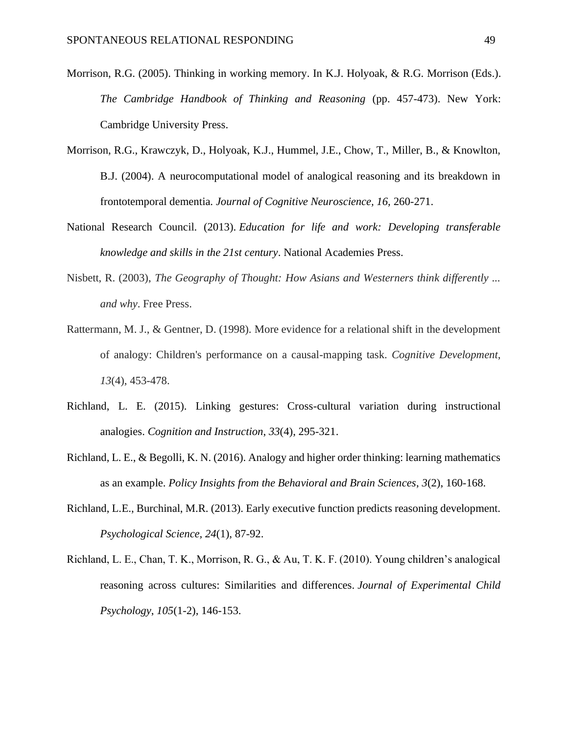Morrison, R.G. (2005). Thinking in working memory. In K.J. Holyoak, & R.G. Morrison (Eds.). *The Cambridge Handbook of Thinking and Reasoning* (pp. 457-473). New York: Cambridge University Press.

Morrison, R.G., Krawczyk, D., Holyoak, K.J., Hummel, J.E., Chow, T., Miller, B., & Knowlton, B.J. (2004). A neurocomputational model of analogical reasoning and its breakdown in frontotemporal dementia. *Journal of Cognitive Neuroscience, 16,* 260-271.

National Research Council. (2013). *Education for life and work: Developing transferable knowledge and skills in the 21st century*. National Academies Press.

Nisbett, R. (2003), *The Geography of Thought: How Asians and Westerners think differently ... and why*. Free Press.

Rattermann, M. J., & Gentner, D. (1998). More evidence for a relational shift in the development of analogy: Children's performance on a causal-mapping task. *Cognitive Development*, *13*(4), 453-478.

Richland, L. E. (2015). Linking gestures: Cross-cultural variation during instructional analogies. *Cognition and Instruction*, *33*(4), 295-321.

Richland, L. E., & Begolli, K. N. (2016). Analogy and higher order thinking: learning mathematics as an example. *Policy Insights from the Behavioral and Brain Sciences*, *3*(2), 160-168.

Richland, L.E., Burchinal, M.R. (2013). Early executive function predicts reasoning development. *Psychological Science, 24*(1), 87-92.

Richland, L. E., Chan, T. K., Morrison, R. G., & Au, T. K. F. (2010). Young children's analogical reasoning across cultures: Similarities and differences. *Journal of Experimental Child Psychology*, *105*(1-2), 146-153.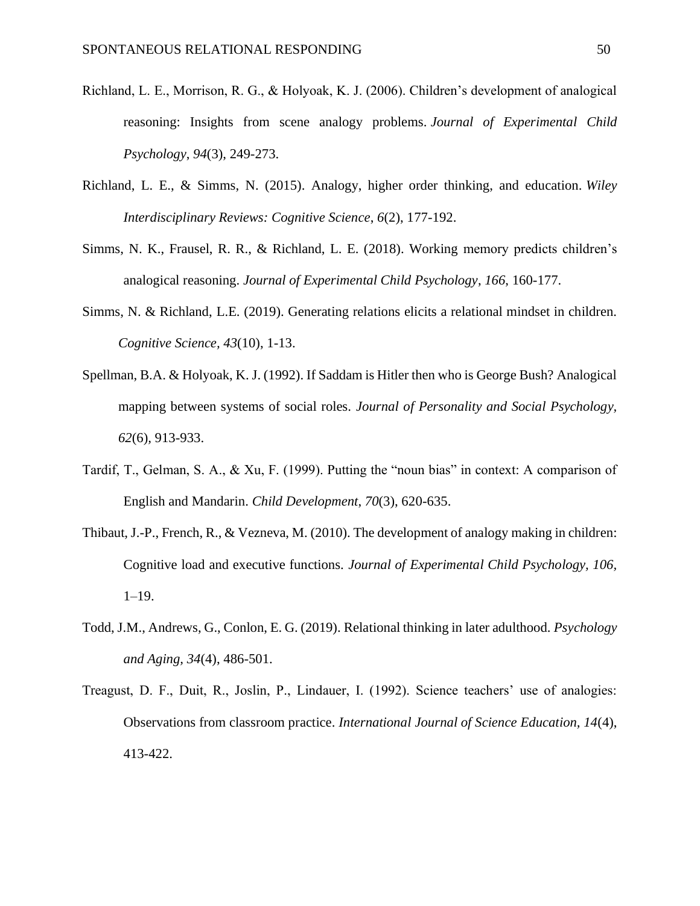Richland, L. E., Morrison, R. G., & Holyoak, K. J. (2006). Children's development of analogical reasoning: Insights from scene analogy problems. *Journal of Experimental Child Psychology*, *94*(3), 249-273.

Richland, L. E., & Simms, N. (2015). Analogy, higher order thinking, and education. *Wiley Interdisciplinary Reviews: Cognitive Science*, *6*(2), 177-192.

Simms, N. K., Frausel, R. R., & Richland, L. E. (2018). Working memory predicts children's analogical reasoning. *Journal of Experimental Child Psychology*, *166*, 160-177.

Simms, N. & Richland, L.E. (2019). Generating relations elicits a relational mindset in children. *Cognitive Science, 43*(10), 1-13.

Spellman, B.A. & Holyoak, K. J. (1992). If Saddam is Hitler then who is George Bush? Analogical mapping between systems of social roles. *Journal of Personality and Social Psychology, 62*(6), 913-933.

Tardif, T., Gelman, S. A., & Xu, F. (1999). Putting the "noun bias" in context: A comparison of English and Mandarin. *Child Development*, *70*(3), 620-635.

Thibaut, J.-P., French, R., & Vezneva, M. (2010). The development of analogy making in children: Cognitive load and executive functions. *Journal of Experimental Child Psychology, 106*, 1–19.

Todd, J.M., Andrews, G., Conlon, E. G. (2019). Relational thinking in later adulthood. *Psychology and Aging, 34*(4), 486-501.

Treagust, D. F., Duit, R., Joslin, P., Lindauer, I. (1992). Science teachers' use of analogies: Observations from classroom practice. *International Journal of Science Education, 14*(4), 413-422.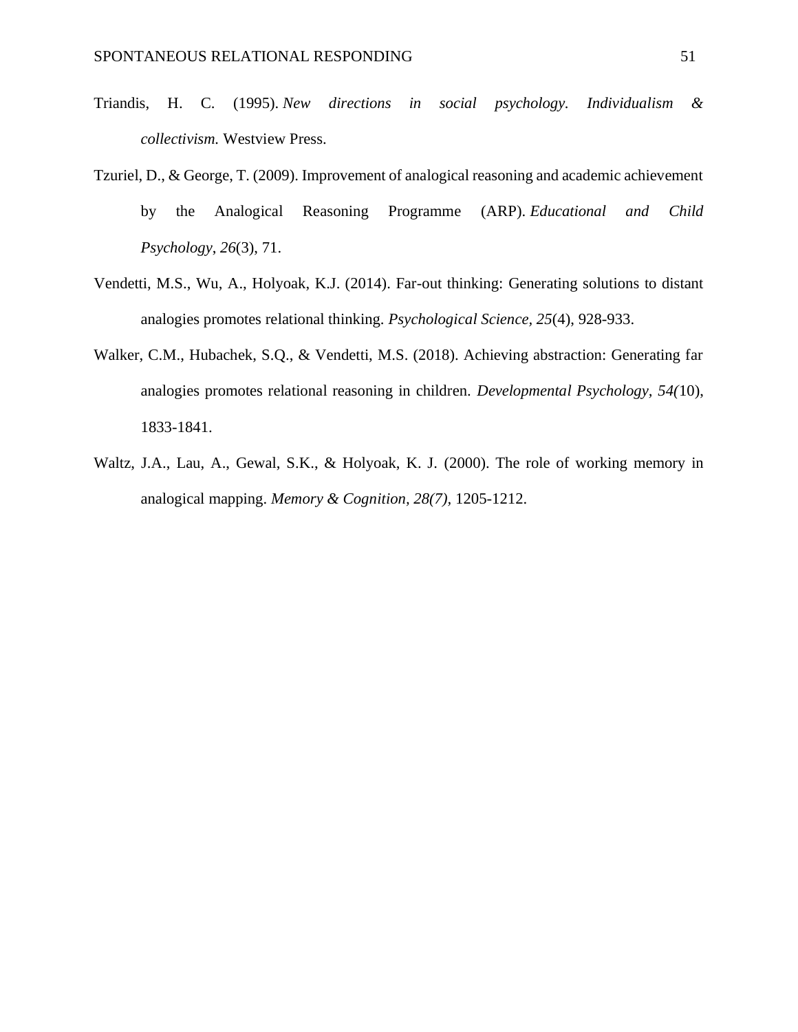Triandis, H. C. (1995). *New directions in social psychology. Individualism & collectivism.* Westview Press.

Tzuriel, D., & George, T. (2009). Improvement of analogical reasoning and academic achievement by the Analogical Reasoning Programme (ARP). *Educational and Child Psychology*, *26*(3), 71.

Vendetti, M.S., Wu, A., Holyoak, K.J. (2014). Far-out thinking: Generating solutions to distant analogies promotes relational thinking. *Psychological Science, 25*(4), 928-933.

Walker, C.M., Hubachek, S.Q., & Vendetti, M.S. (2018). Achieving abstraction: Generating far analogies promotes relational reasoning in children. *Developmental Psychology, 54(*10), 1833-1841.

Waltz, J.A., Lau, A., Gewal, S.K., & Holyoak, K. J. (2000). The role of working memory in analogical mapping. *Memory & Cognition, 28(7),* 1205-1212.